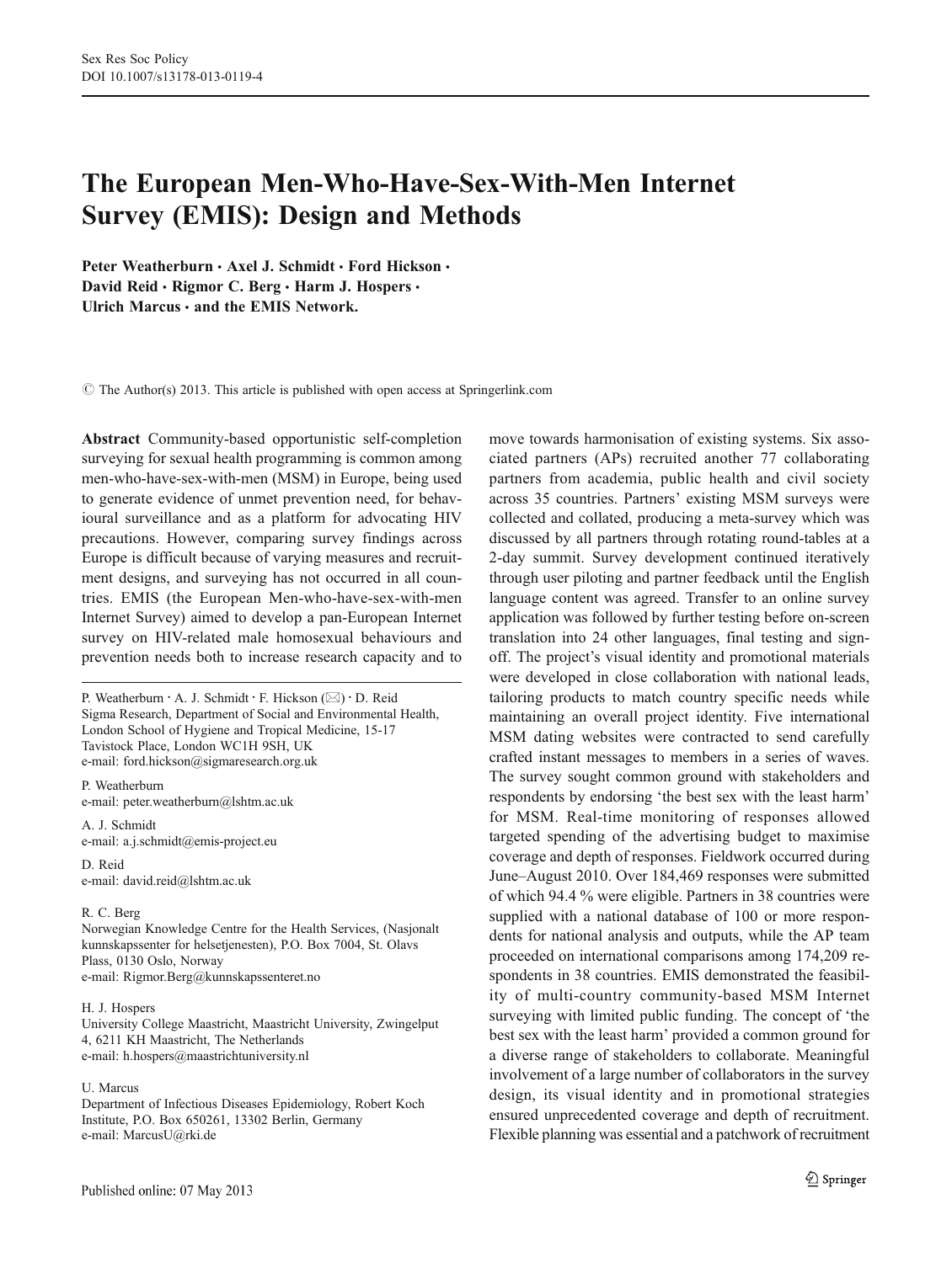# The European Men-Who-Have-Sex-With-Men Internet Survey (EMIS): Design and Methods

**Peter Weatherburn · Axel J. Schmidt · Ford Hickson · David Reid · Rigmor C. Berg · Harm J. Hospers · Ulrich Marcus · and the EMIS Network.**

© The Author(s) 2013. This article is published with open access at Springerlink.com

**Abstract** Community-based opportunistic self-completion surveying for sexual health programming is common among men-who-have-sex-with-men (MSM) in Europe, being used to generate evidence of unmet prevention need, for behavioural surveillance and as a platform for advocating HIV precautions. However, comparing survey findings across Europe is difficult because of varying measures and recruitment designs, and surveying has not occurred in all countries. EMIS (the European Men-who-have-sex-with-men Internet Survey) aimed to develop a pan-European Internet survey on HIV-related male homosexual behaviours and prevention needs both to increase research capacity and to move towards harmonisation of existing systems. Six associated partners (APs) recruited another 77 collaborating partners from academia, public health and civil society across 35 countries. Partners' existing MSM surveys were collected and collated, producing a meta-survey which was discussed by all partners through rotating round-tables at a 2-day summit. Survey development continued iteratively through user piloting and partner feedback until the English language content was agreed. Transfer to an online survey application was followed by further testing before on-screen translation into 24 other languages, final testing and sign-off. The project's visual identity and promotional materials were developed in close collaboration with national leads, tailoring products to match country specific needs while maintaining an overall project identity. Five international MSM dating websites were contracted to send carefully crafted instant messages to members in a series of waves. The survey sought common ground with stakeholders and respondents by endorsing 'the best sex with the least harm' for MSM. Real-time monitoring of responses allowed targeted spending of the advertising budget to maximise coverage and depth of responses. Fieldwork occurred during June–August 2010. Over 184,469 responses were submitted of which 94.4 % were eligible. Partners in 38 countries were supplied with a national database of 100 or more respondents for national analysis and outputs, while the AP team proceeded on international comparisons among 174,209 respondents in 38 countries. EMIS demonstrated the feasibility of multi-country community-based MSM Internet surveying with limited public funding. The concept of 'the best sex with the least harm' provided a common ground for a diverse range of stakeholders to collaborate. Meaningful involvement of a large number of collaborators in the survey design, its visual identity and in promotional strategies ensured unprecedented coverage and depth of recruitment. Flexible planning was essential and a patchwork of recruitment

---

P. Weatherburn · A. J. Schmidt · F. Hickson (✉) · D. Reid
Sigma Research, Department of Social and Environmental Health, London School of Hygiene and Tropical Medicine, 15-17 Tavistock Place, London WC1H 9SH, UK
e-mail: ford.hickson@sigmaresearch.org.uk

P. Weatherburn
e-mail: peter.weatherburn@lshtm.ac.uk

A. J. Schmidt
e-mail: a.j.schmidt@emis-project.eu

D. Reid
e-mail: david.reid@lshtm.ac.uk

R. C. Berg
Norwegian Knowledge Centre for the Health Services, (Nasjonalt kunnskapssenter for helsetjenesten), P.O. Box 7004, St. Olavs Plass, 0130 Oslo, Norway
e-mail: Rigmor.Berg@kunnskapssenteret.no

H. J. Hospers
University College Maastricht, Maastricht University, Zwingelput 4, 6211 KH Maastricht, The Netherlands
e-mail: h.hospers@maastrichtuniversity.nl

U. Marcus
Department of Infectious Diseases Epidemiology, Robert Koch Institute, P.O. Box 650261, 13302 Berlin, Germany
e-mail: MarcusU@rki.de

Published online: 07 May 2013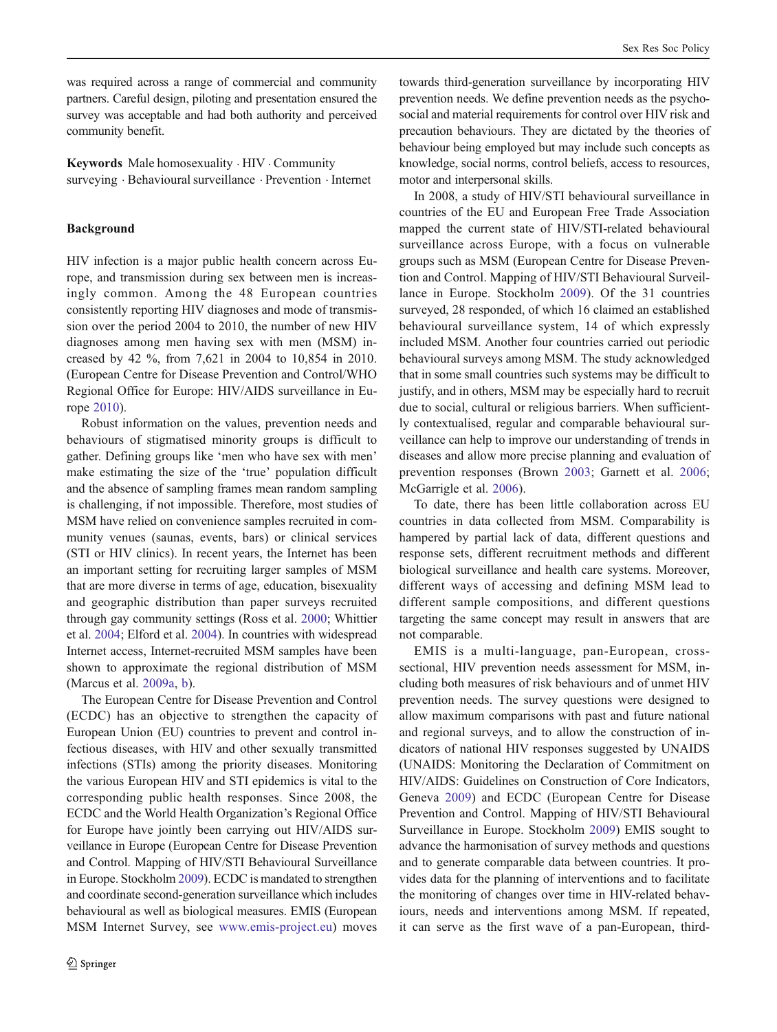was required across a range of commercial and community partners. Careful design, piloting and presentation ensured the survey was acceptable and had both authority and perceived community benefit.

**Keywords** Male homosexuality · HIV · Community surveying · Behavioural surveillance · Prevention · Internet

## Background

HIV infection is a major public health concern across Europe, and transmission during sex between men is increasingly common. Among the 48 European countries consistently reporting HIV diagnoses and mode of transmission over the period 2004 to 2010, the number of new HIV diagnoses among men having sex with men (MSM) increased by 42 %, from 7,621 in 2004 to 10,854 in 2010. (European Centre for Disease Prevention and Control/WHO Regional Office for Europe: HIV/AIDS surveillance in Europe 2010).

Robust information on the values, prevention needs and behaviours of stigmatised minority groups is difficult to gather. Defining groups like 'men who have sex with men' make estimating the size of the 'true' population difficult and the absence of sampling frames mean random sampling is challenging, if not impossible. Therefore, most studies of MSM have relied on convenience samples recruited in community venues (saunas, events, bars) or clinical services (STI or HIV clinics). In recent years, the Internet has been an important setting for recruiting larger samples of MSM that are more diverse in terms of age, education, bisexuality and geographic distribution than paper surveys recruited through gay community settings (Ross et al. 2000; Whittier et al. 2004; Elford et al. 2004). In countries with widespread Internet access, Internet-recruited MSM samples have been shown to approximate the regional distribution of MSM (Marcus et al. 2009a, b).

The European Centre for Disease Prevention and Control (ECDC) has an objective to strengthen the capacity of European Union (EU) countries to prevent and control infectious diseases, with HIV and other sexually transmitted infections (STIs) among the priority diseases. Monitoring the various European HIV and STI epidemics is vital to the corresponding public health responses. Since 2008, the ECDC and the World Health Organization's Regional Office for Europe have jointly been carrying out HIV/AIDS surveillance in Europe (European Centre for Disease Prevention and Control. Mapping of HIV/STI Behavioural Surveillance in Europe. Stockholm 2009). ECDC is mandated to strengthen and coordinate second-generation surveillance which includes behavioural as well as biological measures. EMIS (European MSM Internet Survey, see www.emis-project.eu) moves towards third-generation surveillance by incorporating HIV prevention needs. We define prevention needs as the psychosocial and material requirements for control over HIV risk and precaution behaviours. They are dictated by the theories of behaviour being employed but may include such concepts as knowledge, social norms, control beliefs, access to resources, motor and interpersonal skills.

In 2008, a study of HIV/STI behavioural surveillance in countries of the EU and European Free Trade Association mapped the current state of HIV/STI-related behavioural surveillance across Europe, with a focus on vulnerable groups such as MSM (European Centre for Disease Prevention and Control. Mapping of HIV/STI Behavioural Surveillance in Europe. Stockholm 2009). Of the 31 countries surveyed, 28 responded, of which 16 claimed an established behavioural surveillance system, 14 of which expressly included MSM. Another four countries carried out periodic behavioural surveys among MSM. The study acknowledged that in some small countries such systems may be difficult to justify, and in others, MSM may be especially hard to recruit due to social, cultural or religious barriers. When sufficiently contextualised, regular and comparable behavioural surveillance can help to improve our understanding of trends in diseases and allow more precise planning and evaluation of prevention responses (Brown 2003; Garnett et al. 2006; McGarrigle et al. 2006).

To date, there has been little collaboration across EU countries in data collected from MSM. Comparability is hampered by partial lack of data, different questions and response sets, different recruitment methods and different biological surveillance and health care systems. Moreover, different ways of accessing and defining MSM lead to different sample compositions, and different questions targeting the same concept may result in answers that are not comparable.

EMIS is a multi-language, pan-European, cross-sectional, HIV prevention needs assessment for MSM, including both measures of risk behaviours and of unmet HIV prevention needs. The survey questions were designed to allow maximum comparisons with past and future national and regional surveys, and to allow the construction of indicators of national HIV responses suggested by UNAIDS (UNAIDS: Monitoring the Declaration of Commitment on HIV/AIDS: Guidelines on Construction of Core Indicators, Geneva 2009) and ECDC (European Centre for Disease Prevention and Control. Mapping of HIV/STI Behavioural Surveillance in Europe. Stockholm 2009) EMIS sought to advance the harmonisation of survey methods and questions and to generate comparable data between countries. It provides data for the planning of interventions and to facilitate the monitoring of changes over time in HIV-related behaviours, needs and interventions among MSM. If repeated, it can serve as the first wave of a pan-European, third-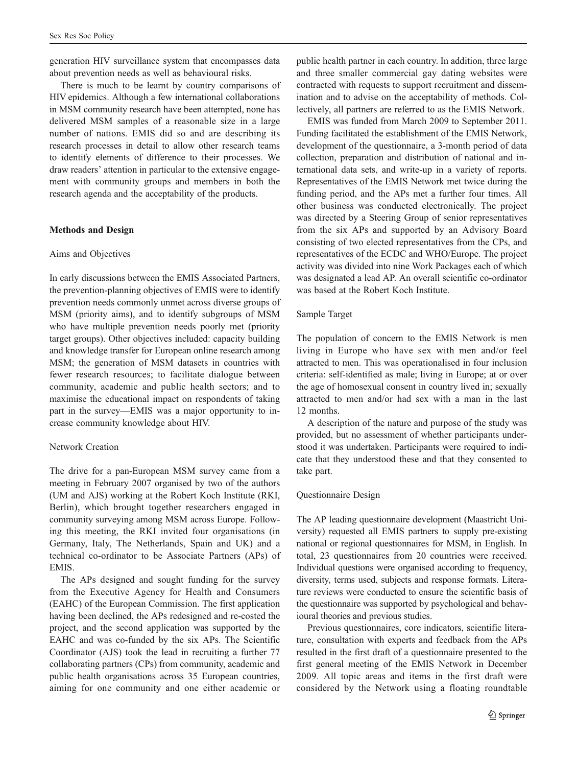generation HIV surveillance system that encompasses data about prevention needs as well as behavioural risks.

There is much to be learnt by country comparisons of HIV epidemics. Although a few international collaborations in MSM community research have been attempted, none has delivered MSM samples of a reasonable size in a large number of nations. EMIS did so and are describing its research processes in detail to allow other research teams to identify elements of difference to their processes. We draw readers' attention in particular to the extensive engagement with community groups and members in both the research agenda and the acceptability of the products.

## Methods and Design

### Aims and Objectives

In early discussions between the EMIS Associated Partners, the prevention-planning objectives of EMIS were to identify prevention needs commonly unmet across diverse groups of MSM (priority aims), and to identify subgroups of MSM who have multiple prevention needs poorly met (priority target groups). Other objectives included: capacity building and knowledge transfer for European online research among MSM; the generation of MSM datasets in countries with fewer research resources; to facilitate dialogue between community, academic and public health sectors; and to maximise the educational impact on respondents of taking part in the survey—EMIS was a major opportunity to increase community knowledge about HIV.

### Network Creation

The drive for a pan-European MSM survey came from a meeting in February 2007 organised by two of the authors (UM and AJS) working at the Robert Koch Institute (RKI, Berlin), which brought together researchers engaged in community surveying among MSM across Europe. Following this meeting, the RKI invited four organisations (in Germany, Italy, The Netherlands, Spain and UK) and a technical co-ordinator to be Associate Partners (APs) of EMIS.

The APs designed and sought funding for the survey from the Executive Agency for Health and Consumers (EAHC) of the European Commission. The first application having been declined, the APs redesigned and re-costed the project, and the second application was supported by the EAHC and was co-funded by the six APs. The Scientific Coordinator (AJS) took the lead in recruiting a further 77 collaborating partners (CPs) from community, academic and public health organisations across 35 European countries, aiming for one community and one either academic or public health partner in each country. In addition, three large and three smaller commercial gay dating websites were contracted with requests to support recruitment and dissemination and to advise on the acceptability of methods. Collectively, all partners are referred to as the EMIS Network.

EMIS was funded from March 2009 to September 2011. Funding facilitated the establishment of the EMIS Network, development of the questionnaire, a 3-month period of data collection, preparation and distribution of national and international data sets, and write-up in a variety of reports. Representatives of the EMIS Network met twice during the funding period, and the APs met a further four times. All other business was conducted electronically. The project was directed by a Steering Group of senior representatives from the six APs and supported by an Advisory Board consisting of two elected representatives from the CPs, and representatives of the ECDC and WHO/Europe. The project activity was divided into nine Work Packages each of which was designated a lead AP. An overall scientific co-ordinator was based at the Robert Koch Institute.

### Sample Target

The population of concern to the EMIS Network is men living in Europe who have sex with men and/or feel attracted to men. This was operationalised in four inclusion criteria: self-identified as male; living in Europe; at or over the age of homosexual consent in country lived in; sexually attracted to men and/or had sex with a man in the last 12 months.

A description of the nature and purpose of the study was provided, but no assessment of whether participants understood it was undertaken. Participants were required to indicate that they understood these and that they consented to take part.

### Questionnaire Design

The AP leading questionnaire development (Maastricht University) requested all EMIS partners to supply pre-existing national or regional questionnaires for MSM, in English. In total, 23 questionnaires from 20 countries were received. Individual questions were organised according to frequency, diversity, terms used, subjects and response formats. Literature reviews were conducted to ensure the scientific basis of the questionnaire was supported by psychological and behavioural theories and previous studies.

Previous questionnaires, core indicators, scientific literature, consultation with experts and feedback from the APs resulted in the first draft of a questionnaire presented to the first general meeting of the EMIS Network in December 2009. All topic areas and items in the first draft were considered by the Network using a floating roundtable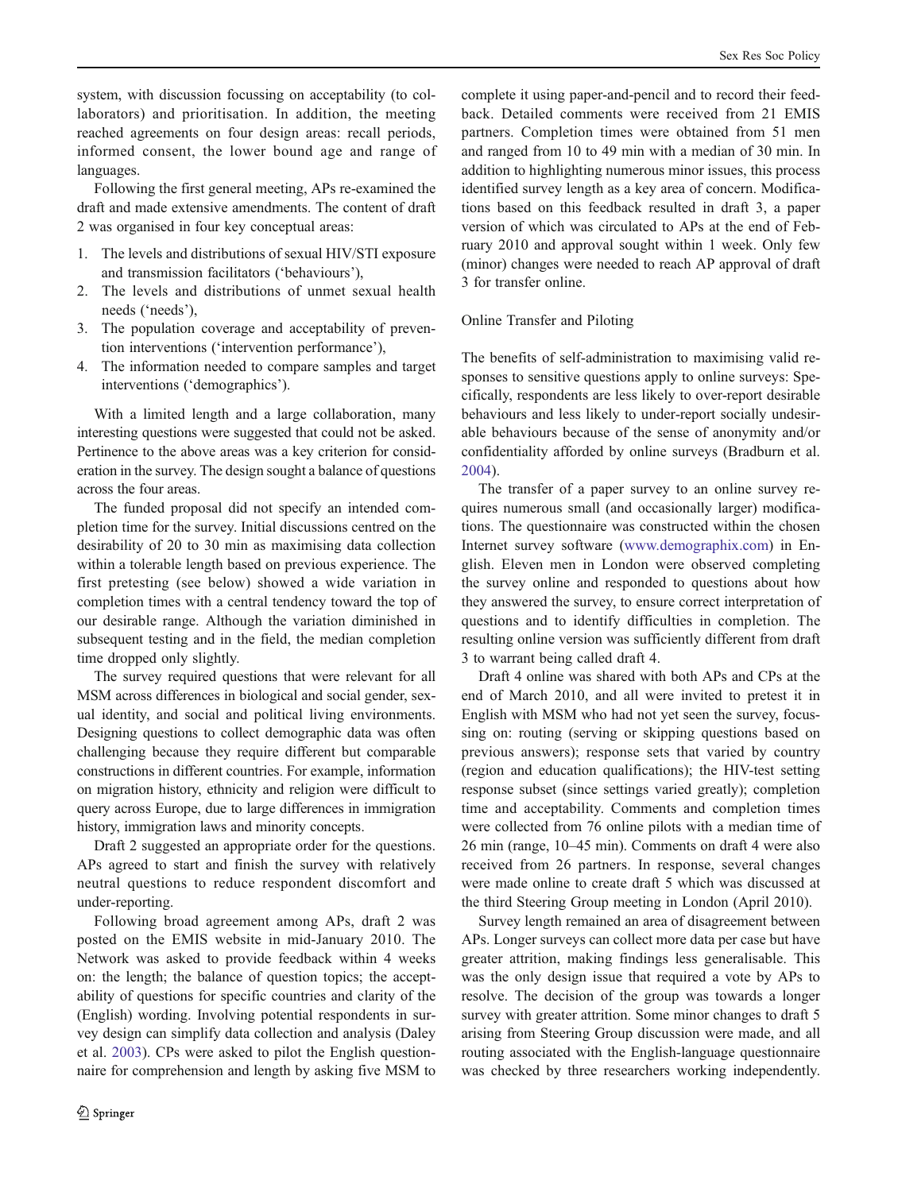system, with discussion focussing on acceptability (to collaborators) and prioritisation. In addition, the meeting reached agreements on four design areas: recall periods, informed consent, the lower bound age and range of languages.

Following the first general meeting, APs re-examined the draft and made extensive amendments. The content of draft 2 was organised in four key conceptual areas:

1. The levels and distributions of sexual HIV/STI exposure and transmission facilitators ('behaviours'),
2. The levels and distributions of unmet sexual health needs ('needs'),
3. The population coverage and acceptability of prevention interventions ('intervention performance'),
4. The information needed to compare samples and target interventions ('demographics').

With a limited length and a large collaboration, many interesting questions were suggested that could not be asked. Pertinence to the above areas was a key criterion for consideration in the survey. The design sought a balance of questions across the four areas.

The funded proposal did not specify an intended completion time for the survey. Initial discussions centred on the desirability of 20 to 30 min as maximising data collection within a tolerable length based on previous experience. The first pretesting (see below) showed a wide variation in completion times with a central tendency toward the top of our desirable range. Although the variation diminished in subsequent testing and in the field, the median completion time dropped only slightly.

The survey required questions that were relevant for all MSM across differences in biological and social gender, sexual identity, and social and political living environments. Designing questions to collect demographic data was often challenging because they require different but comparable constructions in different countries. For example, information on migration history, ethnicity and religion were difficult to query across Europe, due to large differences in immigration history, immigration laws and minority concepts.

Draft 2 suggested an appropriate order for the questions. APs agreed to start and finish the survey with relatively neutral questions to reduce respondent discomfort and under-reporting.

Following broad agreement among APs, draft 2 was posted on the EMIS website in mid-January 2010. The Network was asked to provide feedback within 4 weeks on: the length; the balance of question topics; the acceptability of questions for specific countries and clarity of the (English) wording. Involving potential respondents in survey design can simplify data collection and analysis (Daley et al. 2003). CPs were asked to pilot the English questionnaire for comprehension and length by asking five MSM to complete it using paper-and-pencil and to record their feedback. Detailed comments were received from 21 EMIS partners. Completion times were obtained from 51 men and ranged from 10 to 49 min with a median of 30 min. In addition to highlighting numerous minor issues, this process identified survey length as a key area of concern. Modifications based on this feedback resulted in draft 3, a paper version of which was circulated to APs at the end of February 2010 and approval sought within 1 week. Only few (minor) changes were needed to reach AP approval of draft 3 for transfer online.

### Online Transfer and Piloting

The benefits of self-administration to maximising valid responses to sensitive questions apply to online surveys: Specifically, respondents are less likely to over-report desirable behaviours and less likely to under-report socially undesirable behaviours because of the sense of anonymity and/or confidentiality afforded by online surveys (Bradburn et al. 2004).

The transfer of a paper survey to an online survey requires numerous small (and occasionally larger) modifications. The questionnaire was constructed within the chosen Internet survey software (www.demographix.com) in English. Eleven men in London were observed completing the survey online and responded to questions about how they answered the survey, to ensure correct interpretation of questions and to identify difficulties in completion. The resulting online version was sufficiently different from draft 3 to warrant being called draft 4.

Draft 4 online was shared with both APs and CPs at the end of March 2010, and all were invited to pretest it in English with MSM who had not yet seen the survey, focussing on: routing (serving or skipping questions based on previous answers); response sets that varied by country (region and education qualifications); the HIV-test setting response subset (since settings varied greatly); completion time and acceptability. Comments and completion times were collected from 76 online pilots with a median time of 26 min (range, 10–45 min). Comments on draft 4 were also received from 26 partners. In response, several changes were made online to create draft 5 which was discussed at the third Steering Group meeting in London (April 2010).

Survey length remained an area of disagreement between APs. Longer surveys can collect more data per case but have greater attrition, making findings less generalisable. This was the only design issue that required a vote by APs to resolve. The decision of the group was towards a longer survey with greater attrition. Some minor changes to draft 5 arising from Steering Group discussion were made, and all routing associated with the English-language questionnaire was checked by three researchers working independently.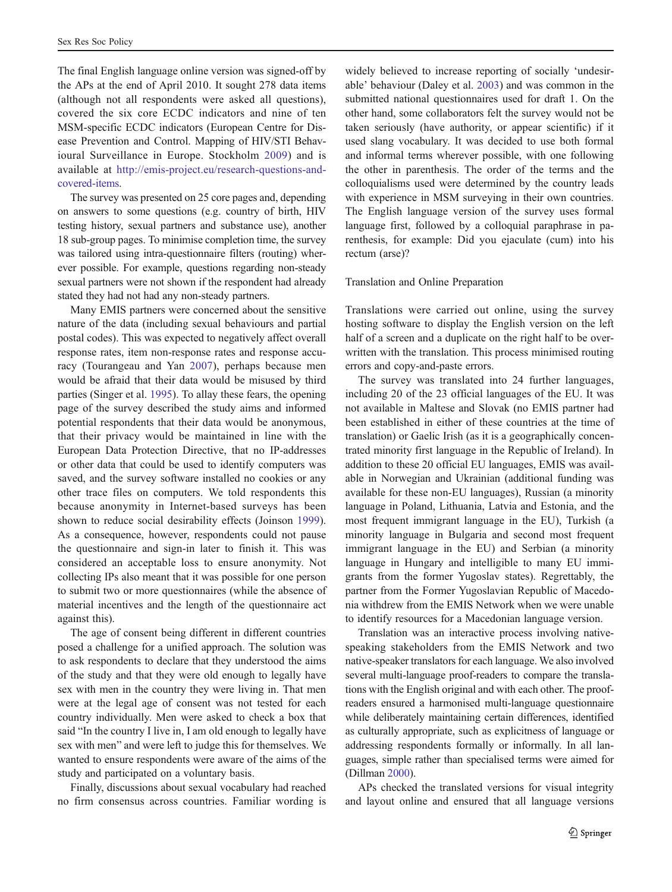The final English language online version was signed-off by the APs at the end of April 2010. It sought 278 data items (although not all respondents were asked all questions), covered the six core ECDC indicators and nine of ten MSM-specific ECDC indicators (European Centre for Disease Prevention and Control. Mapping of HIV/STI Behavioural Surveillance in Europe. Stockholm 2009) and is available at http://emis-project.eu/research-questions-and-covered-items.

The survey was presented on 25 core pages and, depending on answers to some questions (e.g. country of birth, HIV testing history, sexual partners and substance use), another 18 sub-group pages. To minimise completion time, the survey was tailored using intra-questionnaire filters (routing) wherever possible. For example, questions regarding non-steady sexual partners were not shown if the respondent had already stated they had not had any non-steady partners.

Many EMIS partners were concerned about the sensitive nature of the data (including sexual behaviours and partial postal codes). This was expected to negatively affect overall response rates, item non-response rates and response accuracy (Tourangeau and Yan 2007), perhaps because men would be afraid that their data would be misused by third parties (Singer et al. 1995). To allay these fears, the opening page of the survey described the study aims and informed potential respondents that their data would be anonymous, that their privacy would be maintained in line with the European Data Protection Directive, that no IP-addresses or other data that could be used to identify computers was saved, and the survey software installed no cookies or any other trace files on computers. We told respondents this because anonymity in Internet-based surveys has been shown to reduce social desirability effects (Joinson 1999). As a consequence, however, respondents could not pause the questionnaire and sign-in later to finish it. This was considered an acceptable loss to ensure anonymity. Not collecting IPs also meant that it was possible for one person to submit two or more questionnaires (while the absence of material incentives and the length of the questionnaire act against this).

The age of consent being different in different countries posed a challenge for a unified approach. The solution was to ask respondents to declare that they understood the aims of the study and that they were old enough to legally have sex with men in the country they were living in. That men were at the legal age of consent was not tested for each country individually. Men were asked to check a box that said "In the country I live in, I am old enough to legally have sex with men" and were left to judge this for themselves. We wanted to ensure respondents were aware of the aims of the study and participated on a voluntary basis.

Finally, discussions about sexual vocabulary had reached no firm consensus across countries. Familiar wording is widely believed to increase reporting of socially 'undesirable' behaviour (Daley et al. 2003) and was common in the submitted national questionnaires used for draft 1. On the other hand, some collaborators felt the survey would not be taken seriously (have authority, or appear scientific) if it used slang vocabulary. It was decided to use both formal and informal terms wherever possible, with one following the other in parenthesis. The order of the terms and the colloquialisms used were determined by the country leads with experience in MSM surveying in their own countries. The English language version of the survey uses formal language first, followed by a colloquial paraphrase in parenthesis, for example: Did you ejaculate (cum) into his rectum (arse)?

### Translation and Online Preparation

Translations were carried out online, using the survey hosting software to display the English version on the left half of a screen and a duplicate on the right half to be overwritten with the translation. This process minimised routing errors and copy-and-paste errors.

The survey was translated into 24 further languages, including 20 of the 23 official languages of the EU. It was not available in Maltese and Slovak (no EMIS partner had been established in either of these countries at the time of translation) or Gaelic Irish (as it is a geographically concentrated minority first language in the Republic of Ireland). In addition to these 20 official EU languages, EMIS was available in Norwegian and Ukrainian (additional funding was available for these non-EU languages), Russian (a minority language in Poland, Lithuania, Latvia and Estonia, and the most frequent immigrant language in the EU), Turkish (a minority language in Bulgaria and second most frequent immigrant language in the EU) and Serbian (a minority language in Hungary and intelligible to many EU immigrants from the former Yugoslav states). Regrettably, the partner from the Former Yugoslavian Republic of Macedonia withdrew from the EMIS Network when we were unable to identify resources for a Macedonian language version.

Translation was an interactive process involving native-speaking stakeholders from the EMIS Network and two native-speaker translators for each language. We also involved several multi-language proof-readers to compare the translations with the English original and with each other. The proof-readers ensured a harmonised multi-language questionnaire while deliberately maintaining certain differences, identified as culturally appropriate, such as explicitness of language or addressing respondents formally or informally. In all languages, simple rather than specialised terms were aimed for (Dillman 2000).

APs checked the translated versions for visual integrity and layout online and ensured that all language versions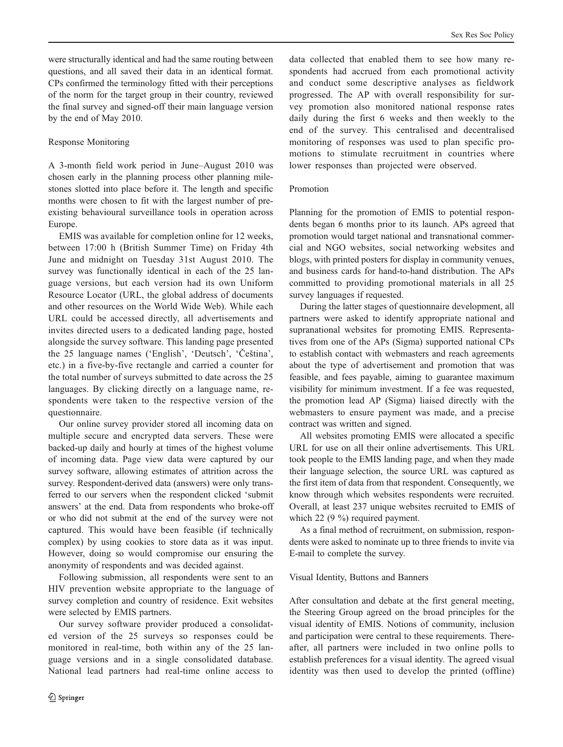were structurally identical and had the same routing between questions, and all saved their data in an identical format. CPs confirmed the terminology fitted with their perceptions of the norm for the target group in their country, reviewed the final survey and signed-off their main language version by the end of May 2010.

### Response Monitoring

A 3-month field work period in June–August 2010 was chosen early in the planning process other planning milestones slotted into place before it. The length and specific months were chosen to fit with the largest number of pre-existing behavioural surveillance tools in operation across Europe.

EMIS was available for completion online for 12 weeks, between 17:00 h (British Summer Time) on Friday 4th June and midnight on Tuesday 31st August 2010. The survey was functionally identical in each of the 25 language versions, but each version had its own Uniform Resource Locator (URL, the global address of documents and other resources on the World Wide Web). While each URL could be accessed directly, all advertisements and invites directed users to a dedicated landing page, hosted alongside the survey software. This landing page presented the 25 language names ('English', 'Deutsch', 'Čeština', etc.) in a five-by-five rectangle and carried a counter for the total number of surveys submitted to date across the 25 languages. By clicking directly on a language name, respondents were taken to the respective version of the questionnaire.

Our online survey provider stored all incoming data on multiple secure and encrypted data servers. These were backed-up daily and hourly at times of the highest volume of incoming data. Page view data were captured by our survey software, allowing estimates of attrition across the survey. Respondent-derived data (answers) were only transferred to our servers when the respondent clicked 'submit answers' at the end. Data from respondents who broke-off or who did not submit at the end of the survey were not captured. This would have been feasible (if technically complex) by using cookies to store data as it was input. However, doing so would compromise our ensuring the anonymity of respondents and was decided against.

Following submission, all respondents were sent to an HIV prevention website appropriate to the language of survey completion and country of residence. Exit websites were selected by EMIS partners.

Our survey software provider produced a consolidated version of the 25 surveys so responses could be monitored in real-time, both within any of the 25 language versions and in a single consolidated database. National lead partners had real-time online access to data collected that enabled them to see how many respondents had accrued from each promotional activity and conduct some descriptive analyses as fieldwork progressed. The AP with overall responsibility for survey promotion also monitored national response rates daily during the first 6 weeks and then weekly to the end of the survey. This centralised and decentralised monitoring of responses was used to plan specific promotions to stimulate recruitment in countries where lower responses than projected were observed.

### Promotion

Planning for the promotion of EMIS to potential respondents began 6 months prior to its launch. APs agreed that promotion would target national and transnational commercial and NGO websites, social networking websites and blogs, with printed posters for display in community venues, and business cards for hand-to-hand distribution. The APs committed to providing promotional materials in all 25 survey languages if requested.

During the latter stages of questionnaire development, all partners were asked to identify appropriate national and supranational websites for promoting EMIS. Representatives from one of the APs (Sigma) supported national CPs to establish contact with webmasters and reach agreements about the type of advertisement and promotion that was feasible, and fees payable, aiming to guarantee maximum visibility for minimum investment. If a fee was requested, the promotion lead AP (Sigma) liaised directly with the webmasters to ensure payment was made, and a precise contract was written and signed.

All websites promoting EMIS were allocated a specific URL for use on all their online advertisements. This URL took people to the EMIS landing page, and when they made their language selection, the source URL was captured as the first item of data from that respondent. Consequently, we know through which websites respondents were recruited. Overall, at least 237 unique websites recruited to EMIS of which 22 (9 %) required payment.

As a final method of recruitment, on submission, respondents were asked to nominate up to three friends to invite via E-mail to complete the survey.

### Visual Identity, Buttons and Banners

After consultation and debate at the first general meeting, the Steering Group agreed on the broad principles for the visual identity of EMIS. Notions of community, inclusion and participation were central to these requirements. Thereafter, all partners were included in two online polls to establish preferences for a visual identity. The agreed visual identity was then used to develop the printed (offline)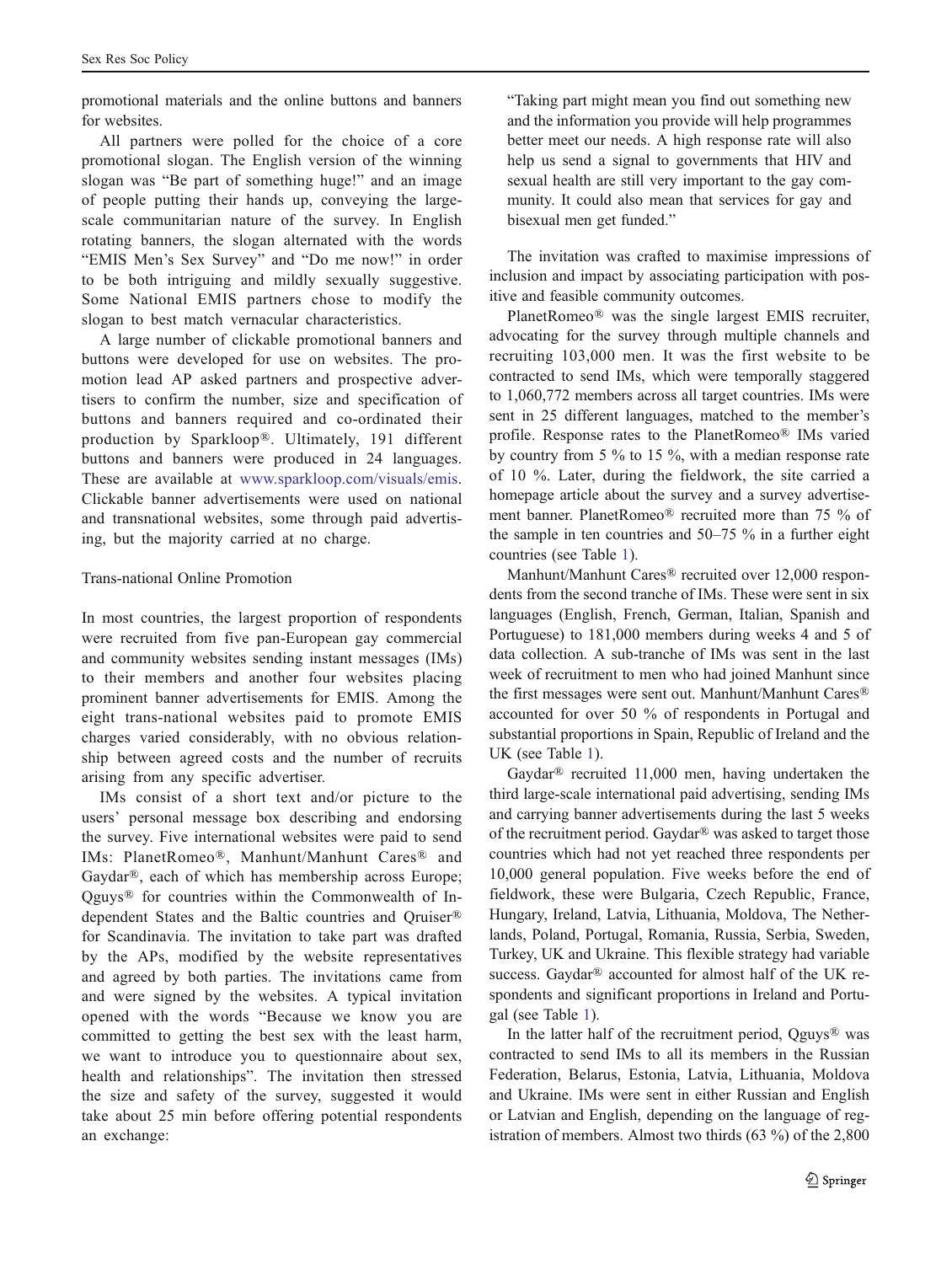promotional materials and the online buttons and banners for websites.

All partners were polled for the choice of a core promotional slogan. The English version of the winning slogan was "Be part of something huge!" and an image of people putting their hands up, conveying the large-scale communitarian nature of the survey. In English rotating banners, the slogan alternated with the words "EMIS Men's Sex Survey" and "Do me now!" in order to be both intriguing and mildly sexually suggestive. Some National EMIS partners chose to modify the slogan to best match vernacular characteristics.

A large number of clickable promotional banners and buttons were developed for use on websites. The promotion lead AP asked partners and prospective advertisers to confirm the number, size and specification of buttons and banners required and co-ordinated their production by Sparkloop®. Ultimately, 191 different buttons and banners were produced in 24 languages. These are available at www.sparkloop.com/visuals/emis. Clickable banner advertisements were used on national and transnational websites, some through paid advertising, but the majority carried at no charge.

### Trans-national Online Promotion

In most countries, the largest proportion of respondents were recruited from five pan-European gay commercial and community websites sending instant messages (IMs) to their members and another four websites placing prominent banner advertisements for EMIS. Among the eight trans-national websites paid to promote EMIS charges varied considerably, with no obvious relationship between agreed costs and the number of recruits arising from any specific advertiser.

IMs consist of a short text and/or picture to the users' personal message box describing and endorsing the survey. Five international websites were paid to send IMs: PlanetRomeo®, Manhunt/Manhunt Cares® and Gaydar®, each of which has membership across Europe; Qguys® for countries within the Commonwealth of Independent States and the Baltic countries and Qruiser® for Scandinavia. The invitation to take part was drafted by the APs, modified by the website representatives and agreed by both parties. The invitations came from and were signed by the websites. A typical invitation opened with the words "Because we know you are committed to getting the best sex with the least harm, we want to introduce you to questionnaire about sex, health and relationships". The invitation then stressed the size and safety of the survey, suggested it would take about 25 min before offering potential respondents an exchange:

> "Taking part might mean you find out something new and the information you provide will help programmes better meet our needs. A high response rate will also help us send a signal to governments that HIV and sexual health are still very important to the gay community. It could also mean that services for gay and bisexual men get funded."

The invitation was crafted to maximise impressions of inclusion and impact by associating participation with positive and feasible community outcomes.

PlanetRomeo® was the single largest EMIS recruiter, advocating for the survey through multiple channels and recruiting 103,000 men. It was the first website to be contracted to send IMs, which were temporally staggered to 1,060,772 members across all target countries. IMs were sent in 25 different languages, matched to the member's profile. Response rates to the PlanetRomeo® IMs varied by country from 5 % to 15 %, with a median response rate of 10 %. Later, during the fieldwork, the site carried a homepage article about the survey and a survey advertisement banner. PlanetRomeo® recruited more than 75 % of the sample in ten countries and 50–75 % in a further eight countries (see Table 1).

Manhunt/Manhunt Cares® recruited over 12,000 respondents from the second tranche of IMs. These were sent in six languages (English, French, German, Italian, Spanish and Portuguese) to 181,000 members during weeks 4 and 5 of data collection. A sub-tranche of IMs was sent in the last week of recruitment to men who had joined Manhunt since the first messages were sent out. Manhunt/Manhunt Cares® accounted for over 50 % of respondents in Portugal and substantial proportions in Spain, Republic of Ireland and the UK (see Table 1).

Gaydar® recruited 11,000 men, having undertaken the third large-scale international paid advertising, sending IMs and carrying banner advertisements during the last 5 weeks of the recruitment period. Gaydar® was asked to target those countries which had not yet reached three respondents per 10,000 general population. Five weeks before the end of fieldwork, these were Bulgaria, Czech Republic, France, Hungary, Ireland, Latvia, Lithuania, Moldova, The Netherlands, Poland, Portugal, Romania, Russia, Serbia, Sweden, Turkey, UK and Ukraine. This flexible strategy had variable success. Gaydar® accounted for almost half of the UK respondents and significant proportions in Ireland and Portugal (see Table 1).

In the latter half of the recruitment period, Qguys® was contracted to send IMs to all its members in the Russian Federation, Belarus, Estonia, Latvia, Lithuania, Moldova and Ukraine. IMs were sent in either Russian and English or Latvian and English, depending on the language of registration of members. Almost two thirds (63 %) of the 2,800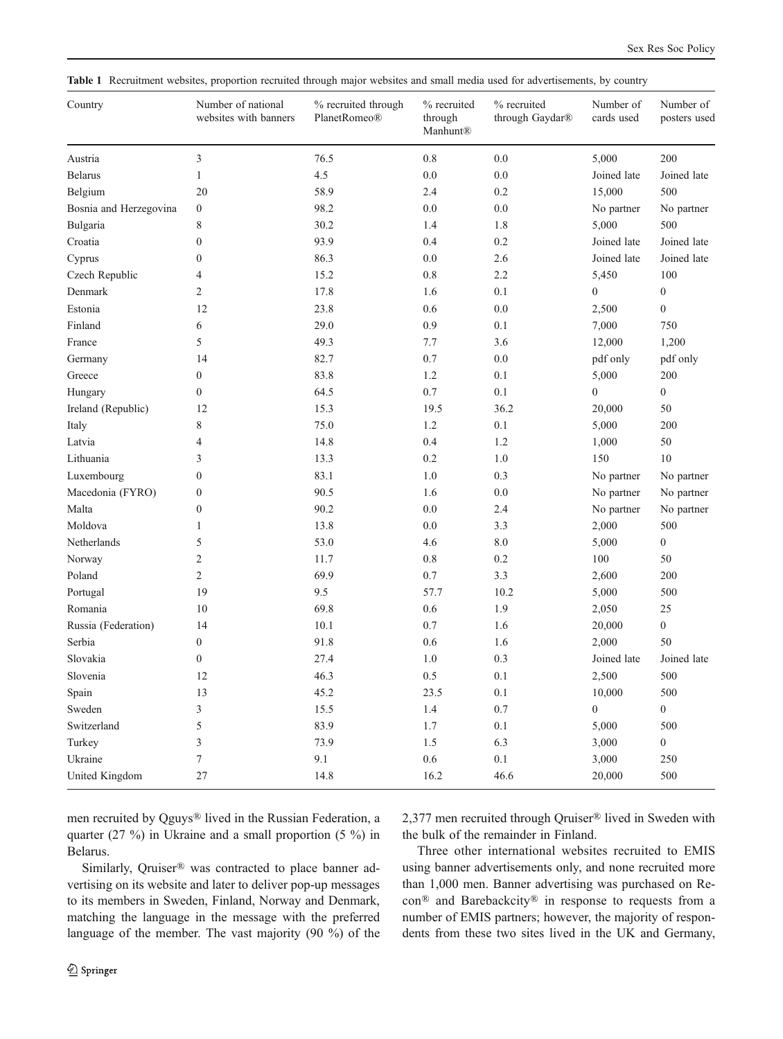**Table 1** Recruitment websites, proportion recruited through major websites and small media used for advertisements, by country

| Country | Number of national websites with banners | % recruited through PlanetRomeo® | % recruited through Manhunt® | % recruited through Gaydar® | Number of cards used | Number of posters used |
|---|---|---|---|---|---|---|
| Austria | 3 | 76.5 | 0.8 | 0.0 | 5,000 | 200 |
| Belarus | 1 | 4.5 | 0.0 | 0.0 | Joined late | Joined late |
| Belgium | 20 | 58.9 | 2.4 | 0.2 | 15,000 | 500 |
| Bosnia and Herzegovina | 0 | 98.2 | 0.0 | 0.0 | No partner | No partner |
| Bulgaria | 8 | 30.2 | 1.4 | 1.8 | 5,000 | 500 |
| Croatia | 0 | 93.9 | 0.4 | 0.2 | Joined late | Joined late |
| Cyprus | 0 | 86.3 | 0.0 | 2.6 | Joined late | Joined late |
| Czech Republic | 4 | 15.2 | 0.8 | 2.2 | 5,450 | 100 |
| Denmark | 2 | 17.8 | 1.6 | 0.1 | 0 | 0 |
| Estonia | 12 | 23.8 | 0.6 | 0.0 | 2,500 | 0 |
| Finland | 6 | 29.0 | 0.9 | 0.1 | 7,000 | 750 |
| France | 5 | 49.3 | 7.7 | 3.6 | 12,000 | 1,200 |
| Germany | 14 | 82.7 | 0.7 | 0.0 | pdf only | pdf only |
| Greece | 0 | 83.8 | 1.2 | 0.1 | 5,000 | 200 |
| Hungary | 0 | 64.5 | 0.7 | 0.1 | 0 | 0 |
| Ireland (Republic) | 12 | 15.3 | 19.5 | 36.2 | 20,000 | 50 |
| Italy | 8 | 75.0 | 1.2 | 0.1 | 5,000 | 200 |
| Latvia | 4 | 14.8 | 0.4 | 1.2 | 1,000 | 50 |
| Lithuania | 3 | 13.3 | 0.2 | 1.0 | 150 | 10 |
| Luxembourg | 0 | 83.1 | 1.0 | 0.3 | No partner | No partner |
| Macedonia (FYRO) | 0 | 90.5 | 1.6 | 0.0 | No partner | No partner |
| Malta | 0 | 90.2 | 0.0 | 2.4 | No partner | No partner |
| Moldova | 1 | 13.8 | 0.0 | 3.3 | 2,000 | 500 |
| Netherlands | 5 | 53.0 | 4.6 | 8.0 | 5,000 | 0 |
| Norway | 2 | 11.7 | 0.8 | 0.2 | 100 | 50 |
| Poland | 2 | 69.9 | 0.7 | 3.3 | 2,600 | 200 |
| Portugal | 19 | 9.5 | 57.7 | 10.2 | 5,000 | 500 |
| Romania | 10 | 69.8 | 0.6 | 1.9 | 2,050 | 25 |
| Russia (Federation) | 14 | 10.1 | 0.7 | 1.6 | 20,000 | 0 |
| Serbia | 0 | 91.8 | 0.6 | 1.6 | 2,000 | 50 |
| Slovakia | 0 | 27.4 | 1.0 | 0.3 | Joined late | Joined late |
| Slovenia | 12 | 46.3 | 0.5 | 0.1 | 2,500 | 500 |
| Spain | 13 | 45.2 | 23.5 | 0.1 | 10,000 | 500 |
| Sweden | 3 | 15.5 | 1.4 | 0.7 | 0 | 0 |
| Switzerland | 5 | 83.9 | 1.7 | 0.1 | 5,000 | 500 |
| Turkey | 3 | 73.9 | 1.5 | 6.3 | 3,000 | 0 |
| Ukraine | 7 | 9.1 | 0.6 | 0.1 | 3,000 | 250 |
| United Kingdom | 27 | 14.8 | 16.2 | 46.6 | 20,000 | 500 |

men recruited by Qguys® lived in the Russian Federation, a quarter (27 %) in Ukraine and a small proportion (5 %) in Belarus.

Similarly, Qruiser® was contracted to place banner advertising on its website and later to deliver pop-up messages to its members in Sweden, Finland, Norway and Denmark, matching the language in the message with the preferred language of the member. The vast majority (90 %) of the 2,377 men recruited through Qruiser® lived in Sweden with the bulk of the remainder in Finland.

Three other international websites recruited to EMIS using banner advertisements only, and none recruited more than 1,000 men. Banner advertising was purchased on Recon® and Barebackcity® in response to requests from a number of EMIS partners; however, the majority of respondents from these two sites lived in the UK and Germany,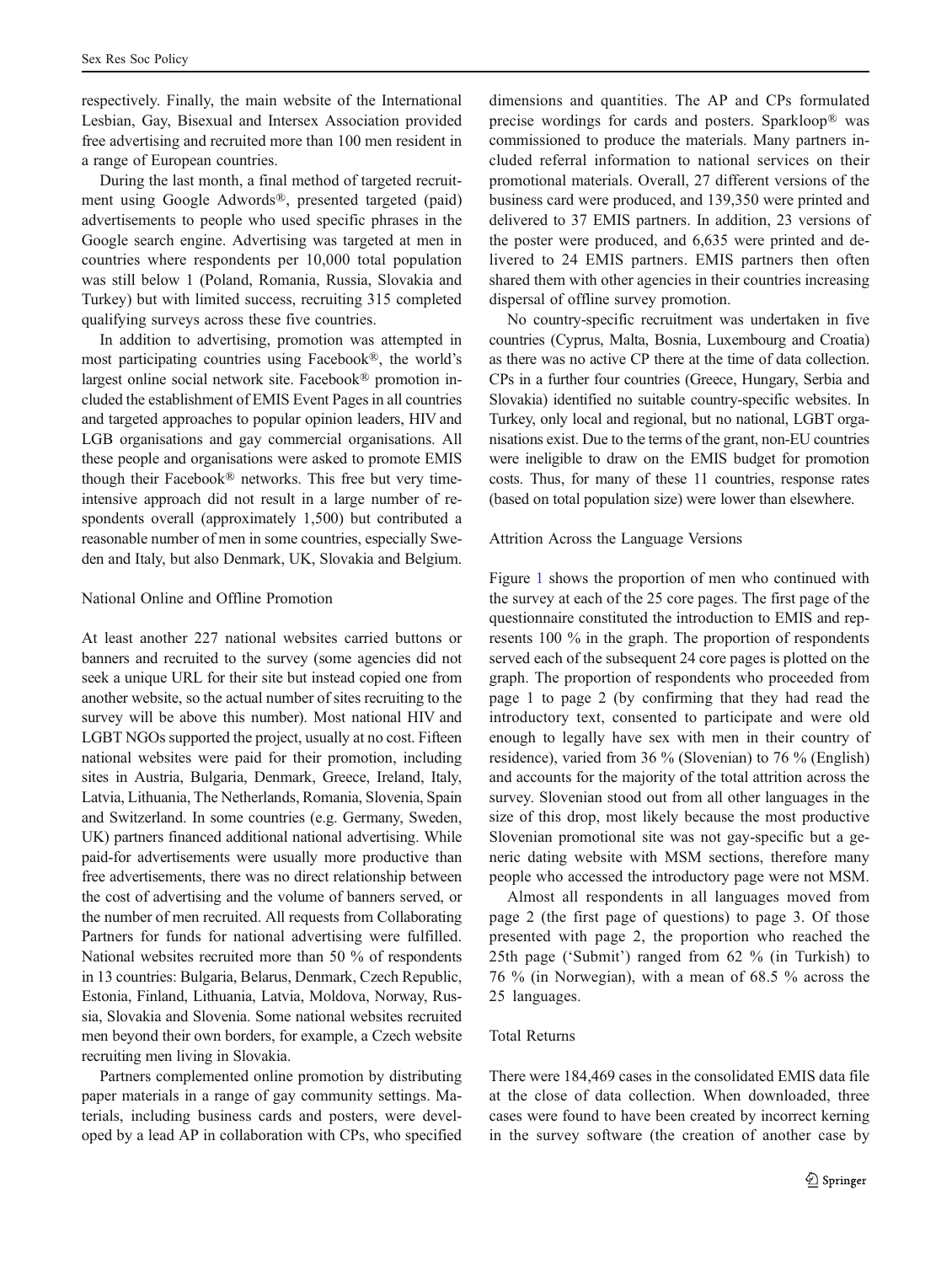respectively. Finally, the main website of the International Lesbian, Gay, Bisexual and Intersex Association provided free advertising and recruited more than 100 men resident in a range of European countries.

During the last month, a final method of targeted recruitment using Google Adwords®, presented targeted (paid) advertisements to people who used specific phrases in the Google search engine. Advertising was targeted at men in countries where respondents per 10,000 total population was still below 1 (Poland, Romania, Russia, Slovakia and Turkey) but with limited success, recruiting 315 completed qualifying surveys across these five countries.

In addition to advertising, promotion was attempted in most participating countries using Facebook®, the world's largest online social network site. Facebook® promotion included the establishment of EMIS Event Pages in all countries and targeted approaches to popular opinion leaders, HIV and LGB organisations and gay commercial organisations. All these people and organisations were asked to promote EMIS though their Facebook® networks. This free but very time-intensive approach did not result in a large number of respondents overall (approximately 1,500) but contributed a reasonable number of men in some countries, especially Sweden and Italy, but also Denmark, UK, Slovakia and Belgium.

### National Online and Offline Promotion

At least another 227 national websites carried buttons or banners and recruited to the survey (some agencies did not seek a unique URL for their site but instead copied one from another website, so the actual number of sites recruiting to the survey will be above this number). Most national HIV and LGBT NGOs supported the project, usually at no cost. Fifteen national websites were paid for their promotion, including sites in Austria, Bulgaria, Denmark, Greece, Ireland, Italy, Latvia, Lithuania, The Netherlands, Romania, Slovenia, Spain and Switzerland. In some countries (e.g. Germany, Sweden, UK) partners financed additional national advertising. While paid-for advertisements were usually more productive than free advertisements, there was no direct relationship between the cost of advertising and the volume of banners served, or the number of men recruited. All requests from Collaborating Partners for funds for national advertising were fulfilled. National websites recruited more than 50 % of respondents in 13 countries: Bulgaria, Belarus, Denmark, Czech Republic, Estonia, Finland, Lithuania, Latvia, Moldova, Norway, Russia, Slovakia and Slovenia. Some national websites recruited men beyond their own borders, for example, a Czech website recruiting men living in Slovakia.

Partners complemented online promotion by distributing paper materials in a range of gay community settings. Materials, including business cards and posters, were developed by a lead AP in collaboration with CPs, who specified dimensions and quantities. The AP and CPs formulated precise wordings for cards and posters. Sparkloop® was commissioned to produce the materials. Many partners included referral information to national services on their promotional materials. Overall, 27 different versions of the business card were produced, and 139,350 were printed and delivered to 37 EMIS partners. In addition, 23 versions of the poster were produced, and 6,635 were printed and delivered to 24 EMIS partners. EMIS partners then often shared them with other agencies in their countries increasing dispersal of offline survey promotion.

No country-specific recruitment was undertaken in five countries (Cyprus, Malta, Bosnia, Luxembourg and Croatia) as there was no active CP there at the time of data collection. CPs in a further four countries (Greece, Hungary, Serbia and Slovakia) identified no suitable country-specific websites. In Turkey, only local and regional, but no national, LGBT organisations exist. Due to the terms of the grant, non-EU countries were ineligible to draw on the EMIS budget for promotion costs. Thus, for many of these 11 countries, response rates (based on total population size) were lower than elsewhere.

### Attrition Across the Language Versions

Figure 1 shows the proportion of men who continued with the survey at each of the 25 core pages. The first page of the questionnaire constituted the introduction to EMIS and represents 100 % in the graph. The proportion of respondents served each of the subsequent 24 core pages is plotted on the graph. The proportion of respondents who proceeded from page 1 to page 2 (by confirming that they had read the introductory text, consented to participate and were old enough to legally have sex with men in their country of residence), varied from 36 % (Slovenian) to 76 % (English) and accounts for the majority of the total attrition across the survey. Slovenian stood out from all other languages in the size of this drop, most likely because the most productive Slovenian promotional site was not gay-specific but a generic dating website with MSM sections, therefore many people who accessed the introductory page were not MSM.

Almost all respondents in all languages moved from page 2 (the first page of questions) to page 3. Of those presented with page 2, the proportion who reached the 25th page ('Submit') ranged from 62 % (in Turkish) to 76 % (in Norwegian), with a mean of 68.5 % across the 25 languages.

### Total Returns

There were 184,469 cases in the consolidated EMIS data file at the close of data collection. When downloaded, three cases were found to have been created by incorrect kerning in the survey software (the creation of another case by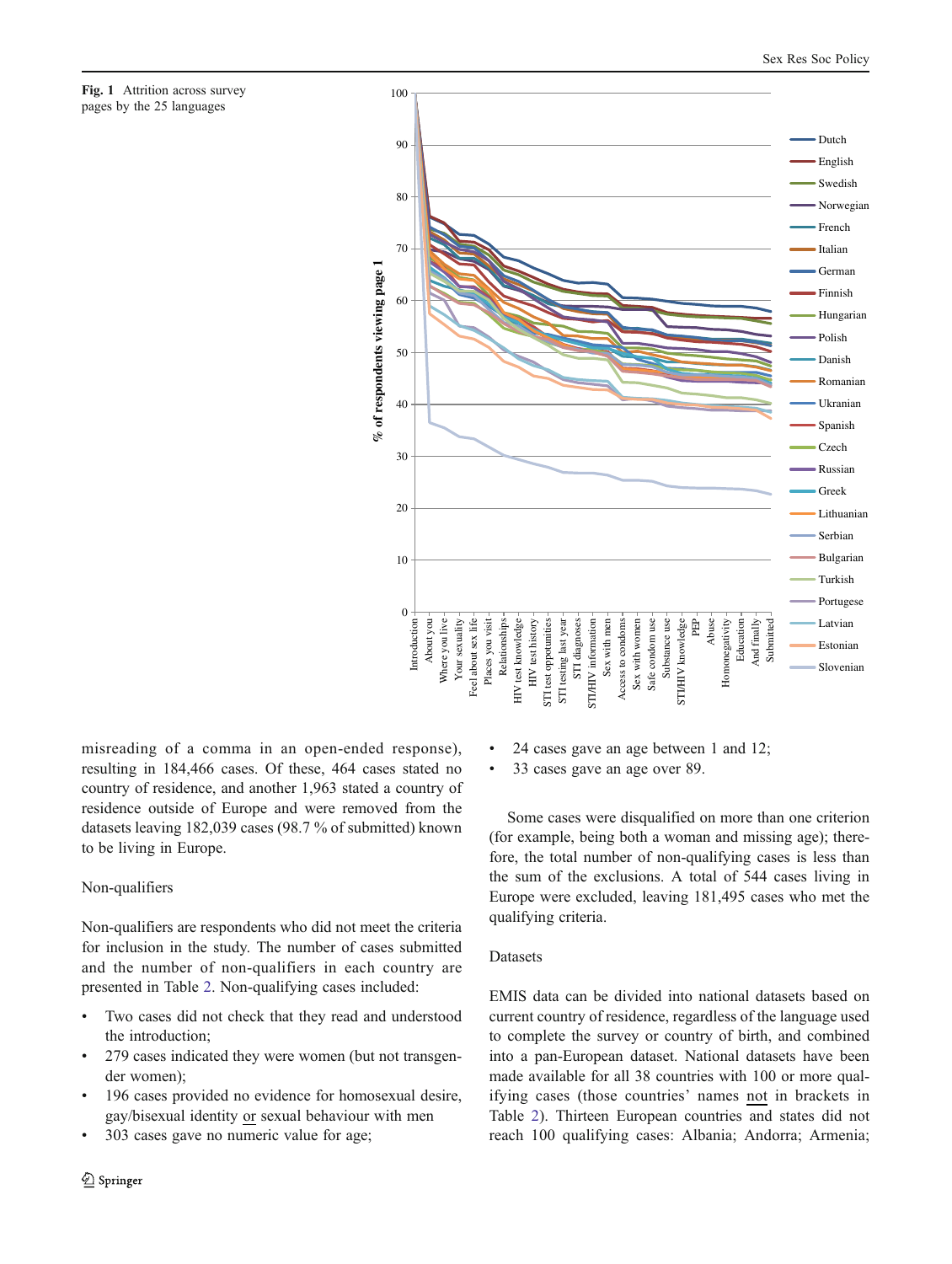**Fig. 1** Attrition across survey pages by the 25 languages

misreading of a comma in an open-ended response), resulting in 184,466 cases. Of these, 464 cases stated no country of residence, and another 1,963 stated a country of residence outside of Europe and were removed from the datasets leaving 182,039 cases (98.7 % of submitted) known to be living in Europe.

## Non-qualifiers

Non-qualifiers are respondents who did not meet the criteria for inclusion in the study. The number of cases submitted and the number of non-qualifiers in each country are presented in Table 2. Non-qualifying cases included:

- Two cases did not check that they read and understood the introduction;
- 279 cases indicated they were women (but not transgender women);
- 196 cases provided no evidence for homosexual desire, gay/bisexual identity or sexual behaviour with men
- 303 cases gave no numeric value for age;
- 24 cases gave an age between 1 and 12;
- 33 cases gave an age over 89.

Some cases were disqualified on more than one criterion (for example, being both a woman and missing age); therefore, the total number of non-qualifying cases is less than the sum of the exclusions. A total of 544 cases living in Europe were excluded, leaving 181,495 cases who met the qualifying criteria.

## Datasets

EMIS data can be divided into national datasets based on current country of residence, regardless of the language used to complete the survey or country of birth, and combined into a pan-European dataset. National datasets have been made available for all 38 countries with 100 or more qualifying cases (those countries' names not in brackets in Table 2). Thirteen European countries and states did not reach 100 qualifying cases: Albania; Andorra; Armenia;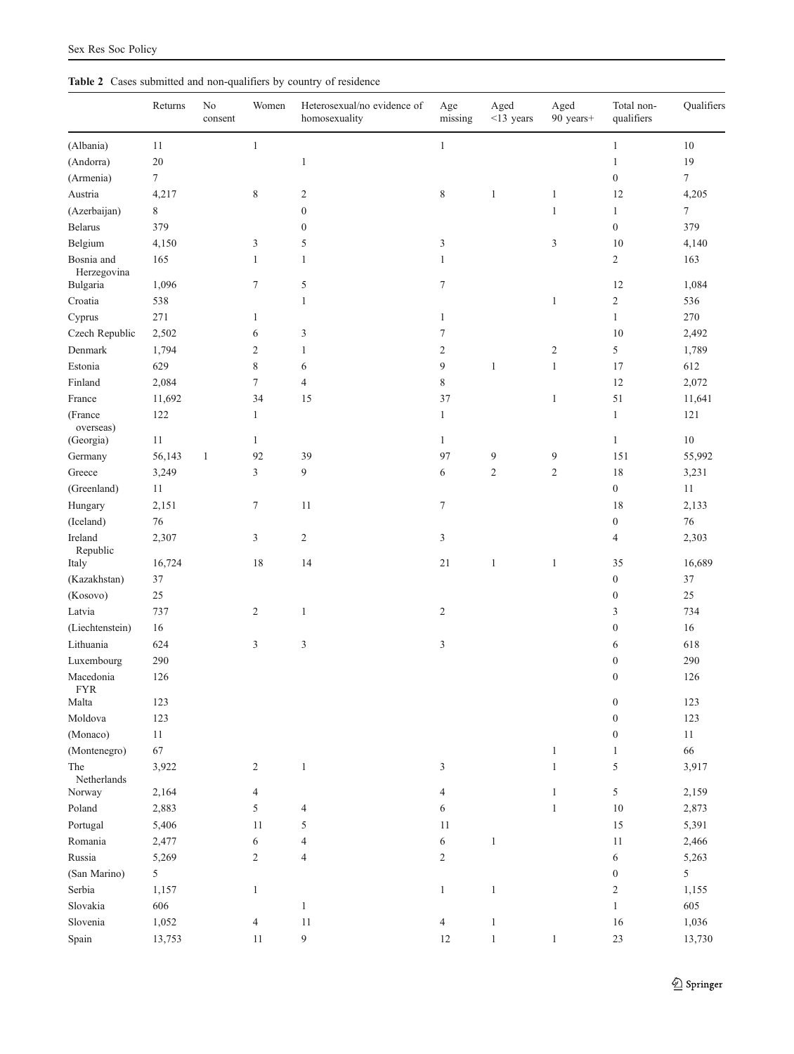**Table 2** Cases submitted and non-qualifiers by country of residence

| | Returns | No consent | Women | Heterosexual/no evidence of homosexuality | Age missing | Aged <13 years | Aged 90 years+ | Total non-qualifiers | Qualifiers |
|---|---|---|---|---|---|---|---|---|---|
| (Albania) | 11 | | 1 | | 1 | | | 1 | 10 |
| (Andorra) | 20 | | | 1 | | | | 1 | 19 |
| (Armenia) | 7 | | | | | | | 0 | 7 |
| Austria | 4,217 | | 8 | 2 | 8 | 1 | 1 | 12 | 4,205 |
| (Azerbaijan) | 8 | | | 0 | | | 1 | 1 | 7 |
| Belarus | 379 | | | 0 | | | | 0 | 379 |
| Belgium | 4,150 | | 3 | 5 | 3 | | 3 | 10 | 4,140 |
| Bosnia and Herzegovina | 165 | | 1 | 1 | 1 | | | 2 | 163 |
| Bulgaria | 1,096 | | 7 | 5 | 7 | | | 12 | 1,084 |
| Croatia | 538 | | | 1 | | | 1 | 2 | 536 |
| Cyprus | 271 | | 1 | | 1 | | | 1 | 270 |
| Czech Republic | 2,502 | | 6 | 3 | 7 | | | 10 | 2,492 |
| Denmark | 1,794 | | 2 | 1 | 2 | | 2 | 5 | 1,789 |
| Estonia | 629 | | 8 | 6 | 9 | 1 | 1 | 17 | 612 |
| Finland | 2,084 | | 7 | 4 | 8 | | | 12 | 2,072 |
| France | 11,692 | | 34 | 15 | 37 | | 1 | 51 | 11,641 |
| (France overseas) | 122 | | 1 | | 1 | | | 1 | 121 |
| (Georgia) | 11 | | 1 | | 1 | | | 1 | 10 |
| Germany | 56,143 | 1 | 92 | 39 | 97 | 9 | 9 | 151 | 55,992 |
| Greece | 3,249 | | 3 | 9 | 6 | 2 | 2 | 18 | 3,231 |
| (Greenland) | 11 | | | | | | | 0 | 11 |
| Hungary | 2,151 | | 7 | 11 | 7 | | | 18 | 2,133 |
| (Iceland) | 76 | | | | | | | 0 | 76 |
| Ireland Republic | 2,307 | | 3 | 2 | 3 | | | 4 | 2,303 |
| Italy | 16,724 | | 18 | 14 | 21 | 1 | 1 | 35 | 16,689 |
| (Kazakhstan) | 37 | | | | | | | 0 | 37 |
| (Kosovo) | 25 | | | | | | | 0 | 25 |
| Latvia | 737 | | 2 | 1 | 2 | | | 3 | 734 |
| (Liechtenstein) | 16 | | | | | | | 0 | 16 |
| Lithuania | 624 | | 3 | 3 | 3 | | | 6 | 618 |
| Luxembourg | 290 | | | | | | | 0 | 290 |
| Macedonia FYR | 126 | | | | | | | 0 | 126 |
| Malta | 123 | | | | | | | 0 | 123 |
| Moldova | 123 | | | | | | | 0 | 123 |
| (Monaco) | 11 | | | | | | | 0 | 11 |
| (Montenegro) | 67 | | | | | | 1 | 1 | 66 |
| The Netherlands | 3,922 | | 2 | 1 | 3 | | 1 | 5 | 3,917 |
| Norway | 2,164 | | 4 | | 4 | | 1 | 5 | 2,159 |
| Poland | 2,883 | | 5 | 4 | 6 | | 1 | 10 | 2,873 |
| Portugal | 5,406 | | 11 | 5 | 11 | | | 15 | 5,391 |
| Romania | 2,477 | | 6 | 4 | 6 | 1 | | 11 | 2,466 |
| Russia | 5,269 | | 2 | 4 | 2 | | | 6 | 5,263 |
| (San Marino) | 5 | | | | | | | 0 | 5 |
| Serbia | 1,157 | | 1 | | 1 | 1 | | 2 | 1,155 |
| Slovakia | 606 | | | 1 | | | | 1 | 605 |
| Slovenia | 1,052 | | 4 | 11 | 4 | 1 | | 16 | 1,036 |
| Spain | 13,753 | | 11 | 9 | 12 | 1 | 1 | 23 | 13,730 |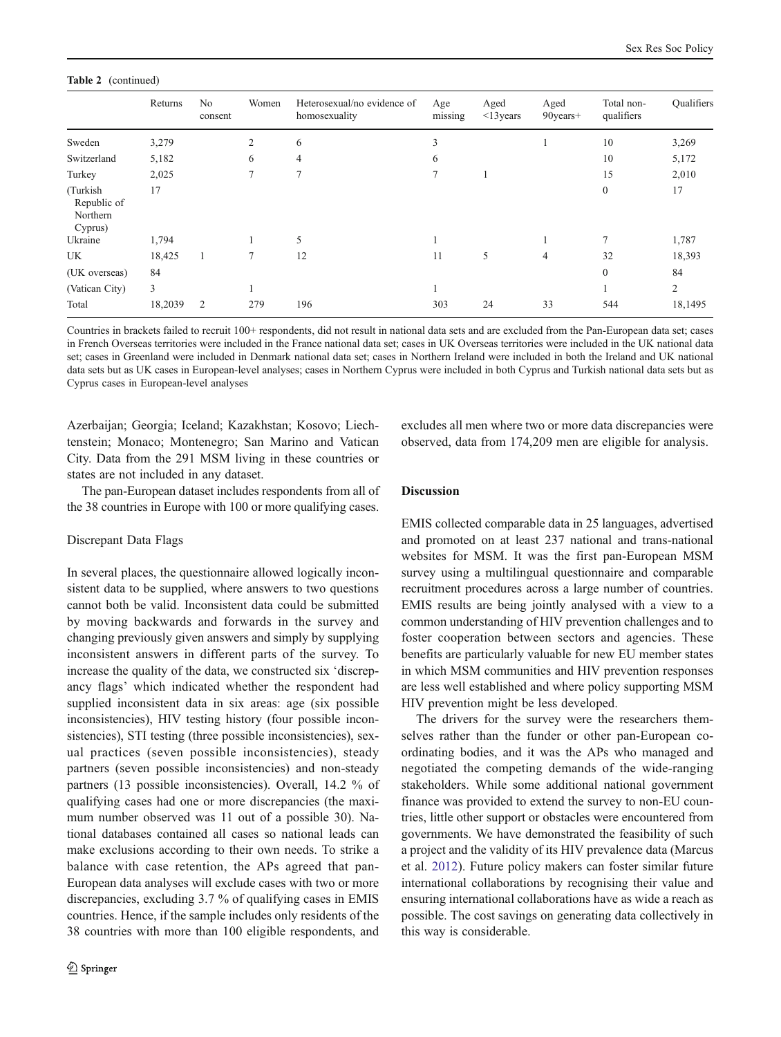**Table 2** (continued)

| | Returns | No consent | Women | Heterosexual/no evidence of homosexuality | Age missing | Aged <13years | Aged 90years+ | Total non-qualifiers | Qualifiers |
|---|---|---|---|---|---|---|---|---|---|
| Sweden | 3,279 | | 2 | 6 | 3 | | 1 | 10 | 3,269 |
| Switzerland | 5,182 | | 6 | 4 | 6 | | | 10 | 5,172 |
| Turkey | 2,025 | | 7 | 7 | 7 | 1 | | 15 | 2,010 |
| (Turkish Republic of Northern Cyprus) | 17 | | | | | | | 0 | 17 |
| Ukraine | 1,794 | | 1 | 5 | 1 | | 1 | 7 | 1,787 |
| UK | 18,425 | 1 | 7 | 12 | 11 | 5 | 4 | 32 | 18,393 |
| (UK overseas) | 84 | | | | | | | 0 | 84 |
| (Vatican City) | 3 | | 1 | | 1 | | | 1 | 2 |
| Total | 18,2039 | 2 | 279 | 196 | 303 | 24 | 33 | 544 | 18,1495 |

Countries in brackets failed to recruit 100+ respondents, did not result in national data sets and are excluded from the Pan-European data set; cases in French Overseas territories were included in the France national data set; cases in UK Overseas territories were included in the UK national data set; cases in Greenland were included in Denmark national data set; cases in Northern Ireland were included in both the Ireland and UK national data sets but as UK cases in European-level analyses; cases in Northern Cyprus were included in both Cyprus and Turkish national data sets but as Cyprus cases in European-level analyses

Azerbaijan; Georgia; Iceland; Kazakhstan; Kosovo; Liechtenstein; Monaco; Montenegro; San Marino and Vatican City. Data from the 291 MSM living in these countries or states are not included in any dataset.

The pan-European dataset includes respondents from all of the 38 countries in Europe with 100 or more qualifying cases.

### Discrepant Data Flags

In several places, the questionnaire allowed logically inconsistent data to be supplied, where answers to two questions cannot both be valid. Inconsistent data could be submitted by moving backwards and forwards in the survey and changing previously given answers and simply by supplying inconsistent answers in different parts of the survey. To increase the quality of the data, we constructed six 'discrepancy flags' which indicated whether the respondent had supplied inconsistent data in six areas: age (six possible inconsistencies), HIV testing history (four possible inconsistencies), STI testing (three possible inconsistencies), sexual practices (seven possible inconsistencies), steady partners (seven possible inconsistencies) and non-steady partners (13 possible inconsistencies). Overall, 14.2 % of qualifying cases had one or more discrepancies (the maximum number observed was 11 out of a possible 30). National databases contained all cases so national leads can make exclusions according to their own needs. To strike a balance with case retention, the APs agreed that pan-European data analyses will exclude cases with two or more discrepancies, excluding 3.7 % of qualifying cases in EMIS countries. Hence, if the sample includes only residents of the 38 countries with more than 100 eligible respondents, and excludes all men where two or more data discrepancies were observed, data from 174,209 men are eligible for analysis.

## Discussion

EMIS collected comparable data in 25 languages, advertised and promoted on at least 237 national and trans-national websites for MSM. It was the first pan-European MSM survey using a multilingual questionnaire and comparable recruitment procedures across a large number of countries. EMIS results are being jointly analysed with a view to a common understanding of HIV prevention challenges and to foster cooperation between sectors and agencies. These benefits are particularly valuable for new EU member states in which MSM communities and HIV prevention responses are less well established and where policy supporting MSM HIV prevention might be less developed.

The drivers for the survey were the researchers themselves rather than the funder or other pan-European coordinating bodies, and it was the APs who managed and negotiated the competing demands of the wide-ranging stakeholders. While some additional national government finance was provided to extend the survey to non-EU countries, little other support or obstacles were encountered from governments. We have demonstrated the feasibility of such a project and the validity of its HIV prevalence data (Marcus et al. 2012). Future policy makers can foster similar future international collaborations by recognising their value and ensuring international collaborations have as wide a reach as possible. The cost savings on generating data collectively in this way is considerable.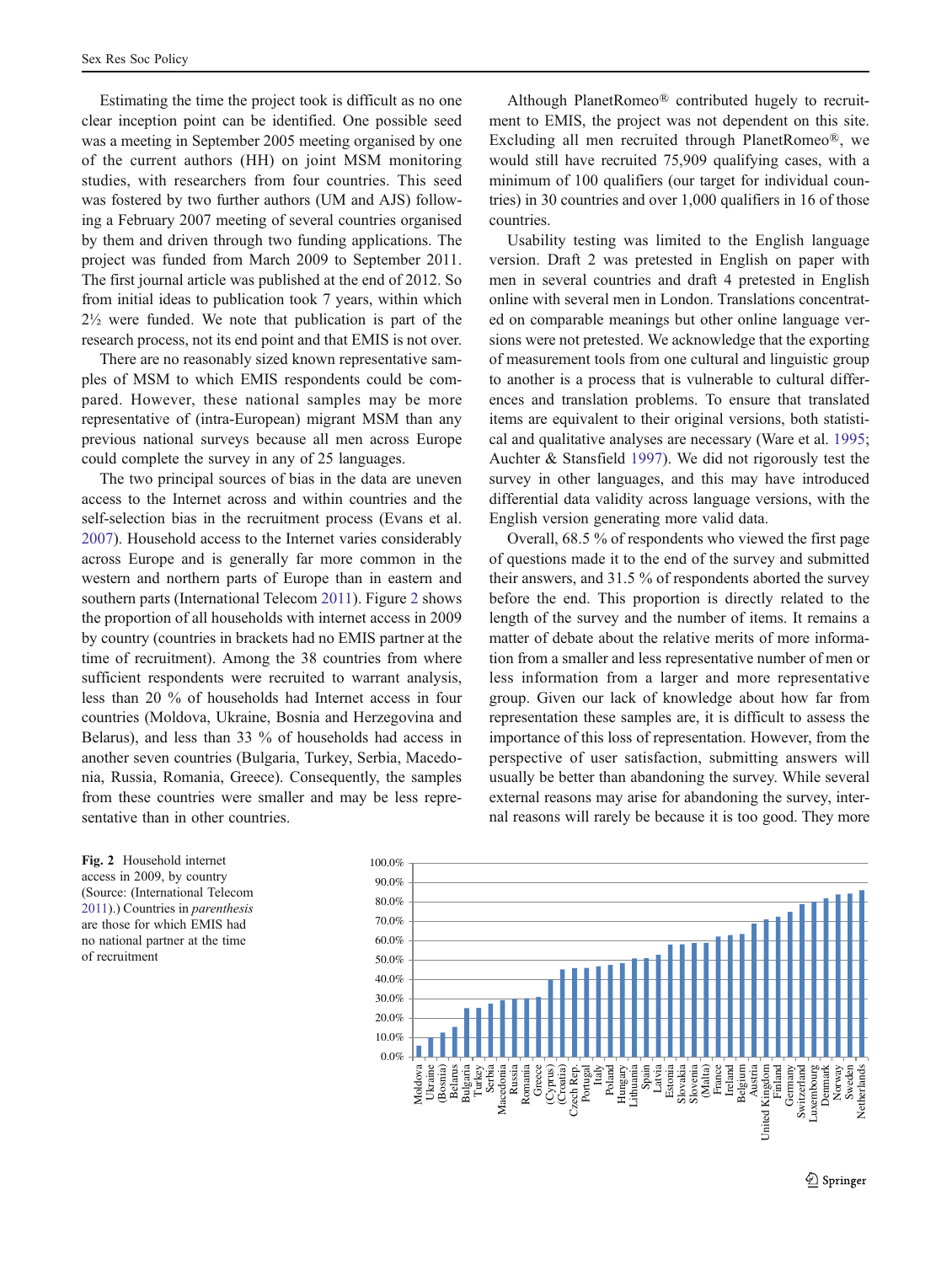Estimating the time the project took is difficult as no one clear inception point can be identified. One possible seed was a meeting in September 2005 meeting organised by one of the current authors (HH) on joint MSM monitoring studies, with researchers from four countries. This seed was fostered by two further authors (UM and AJS) following a February 2007 meeting of several countries organised by them and driven through two funding applications. The project was funded from March 2009 to September 2011. The first journal article was published at the end of 2012. So from initial ideas to publication took 7 years, within which 2½ were funded. We note that publication is part of the research process, not its end point and that EMIS is not over.

There are no reasonably sized known representative samples of MSM to which EMIS respondents could be compared. However, these national samples may be more representative of (intra-European) migrant MSM than any previous national surveys because all men across Europe could complete the survey in any of 25 languages.

The two principal sources of bias in the data are uneven access to the Internet across and within countries and the self-selection bias in the recruitment process (Evans et al. 2007). Household access to the Internet varies considerably across Europe and is generally far more common in the western and northern parts of Europe than in eastern and southern parts (International Telecom 2011). Figure 2 shows the proportion of all households with internet access in 2009 by country (countries in brackets had no EMIS partner at the time of recruitment). Among the 38 countries from where sufficient respondents were recruited to warrant analysis, less than 20 % of households had Internet access in four countries (Moldova, Ukraine, Bosnia and Herzegovina and Belarus), and less than 33 % of households had access in another seven countries (Bulgaria, Turkey, Serbia, Macedonia, Russia, Romania, Greece). Consequently, the samples from these countries were smaller and may be less representative than in other countries.

Although PlanetRomeo® contributed hugely to recruitment to EMIS, the project was not dependent on this site. Excluding all men recruited through PlanetRomeo®, we would still have recruited 75,909 qualifying cases, with a minimum of 100 qualifiers (our target for individual countries) in 30 countries and over 1,000 qualifiers in 16 of those countries.

Usability testing was limited to the English language version. Draft 2 was pretested in English on paper with men in several countries and draft 4 pretested in English online with several men in London. Translations concentrated on comparable meanings but other online language versions were not pretested. We acknowledge that the exporting of measurement tools from one cultural and linguistic group to another is a process that is vulnerable to cultural differences and translation problems. To ensure that translated items are equivalent to their original versions, both statistical and qualitative analyses are necessary (Ware et al. 1995; Auchter & Stansfield 1997). We did not rigorously test the survey in other languages, and this may have introduced differential data validity across language versions, with the English version generating more valid data.

Overall, 68.5 % of respondents who viewed the first page of questions made it to the end of the survey and submitted their answers, and 31.5 % of respondents aborted the survey before the end. This proportion is directly related to the length of the survey and the number of items. It remains a matter of debate about the relative merits of more information from a smaller and less representative number of men or less information from a larger and more representative group. Given our lack of knowledge about how far from representation these samples are, it is difficult to assess the importance of this loss of representation. However, from the perspective of user satisfaction, submitting answers will usually be better than abandoning the survey. While several external reasons may arise for abandoning the survey, internal reasons will rarely be because it is too good. They more

**Fig. 2** Household internet access in 2009, by country (Source: (International Telecom 2011).) Countries in *parenthesis* are those for which EMIS had no national partner at the time of recruitment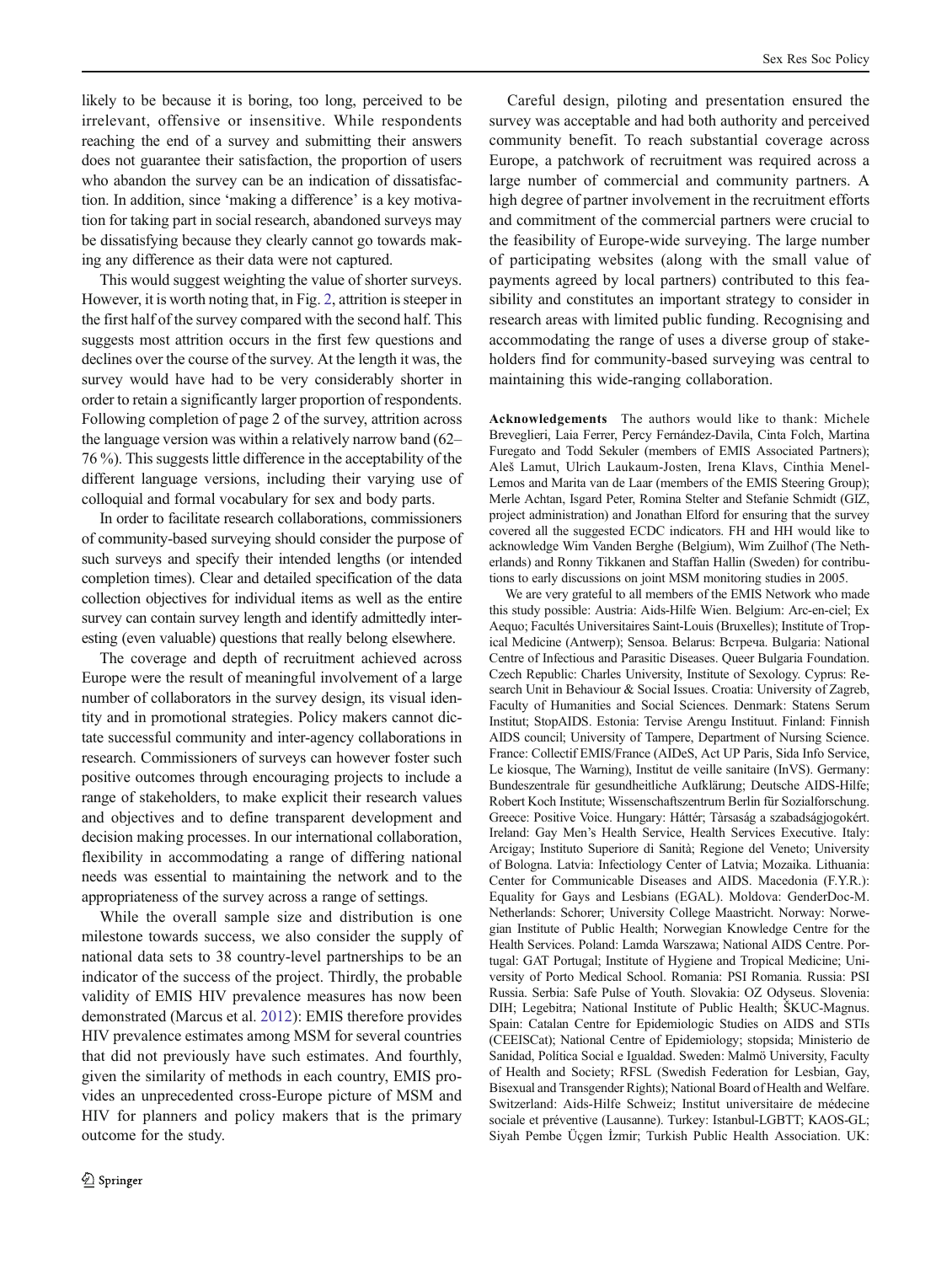likely to be because it is boring, too long, perceived to be irrelevant, offensive or insensitive. While respondents reaching the end of a survey and submitting their answers does not guarantee their satisfaction, the proportion of users who abandon the survey can be an indication of dissatisfaction. In addition, since 'making a difference' is a key motivation for taking part in social research, abandoned surveys may be dissatisfying because they clearly cannot go towards making any difference as their data were not captured.

This would suggest weighting the value of shorter surveys. However, it is worth noting that, in Fig. 2, attrition is steeper in the first half of the survey compared with the second half. This suggests most attrition occurs in the first few questions and declines over the course of the survey. At the length it was, the survey would have had to be very considerably shorter in order to retain a significantly larger proportion of respondents. Following completion of page 2 of the survey, attrition across the language version was within a relatively narrow band (62–76 %). This suggests little difference in the acceptability of the different language versions, including their varying use of colloquial and formal vocabulary for sex and body parts.

In order to facilitate research collaborations, commissioners of community-based surveying should consider the purpose of such surveys and specify their intended lengths (or intended completion times). Clear and detailed specification of the data collection objectives for individual items as well as the entire survey can contain survey length and identify admittedly interesting (even valuable) questions that really belong elsewhere.

The coverage and depth of recruitment achieved across Europe were the result of meaningful involvement of a large number of collaborators in the survey design, its visual identity and in promotional strategies. Policy makers cannot dictate successful community and inter-agency collaborations in research. Commissioners of surveys can however foster such positive outcomes through encouraging projects to include a range of stakeholders, to make explicit their research values and objectives and to define transparent development and decision making processes. In our international collaboration, flexibility in accommodating a range of differing national needs was essential to maintaining the network and to the appropriateness of the survey across a range of settings.

While the overall sample size and distribution is one milestone towards success, we also consider the supply of national data sets to 38 country-level partnerships to be an indicator of the success of the project. Thirdly, the probable validity of EMIS HIV prevalence measures has now been demonstrated (Marcus et al. 2012): EMIS therefore provides HIV prevalence estimates among MSM for several countries that did not previously have such estimates. And fourthly, given the similarity of methods in each country, EMIS provides an unprecedented cross-Europe picture of MSM and HIV for planners and policy makers that is the primary outcome for the study.

Careful design, piloting and presentation ensured the survey was acceptable and had both authority and perceived community benefit. To reach substantial coverage across Europe, a patchwork of recruitment was required across a large number of commercial and community partners. A high degree of partner involvement in the recruitment efforts and commitment of the commercial partners were crucial to the feasibility of Europe-wide surveying. The large number of participating websites (along with the small value of payments agreed by local partners) contributed to this feasibility and constitutes an important strategy to consider in research areas with limited public funding. Recognising and accommodating the range of uses a diverse group of stakeholders find for community-based surveying was central to maintaining this wide-ranging collaboration.

**Acknowledgements** The authors would like to thank: Michele Breveglieri, Laia Ferrer, Percy Fernández-Davila, Cinta Folch, Martina Furegato and Todd Sekuler (members of EMIS Associated Partners); Aleš Lamut, Ulrich Laukaum-Josten, Irena Klavs, Cinthia Menel-Lemos and Marita van de Laar (members of the EMIS Steering Group); Merle Achtan, Isgard Peter, Romina Stelter and Stefanie Schmidt (GIZ, project administration) and Jonathan Elford for ensuring that the survey covered all the suggested ECDC indicators. FH and HH would like to acknowledge Wim Vanden Berghe (Belgium), Wim Zuilhof (The Netherlands) and Ronny Tikkanen and Staffan Hallin (Sweden) for contributions to early discussions on joint MSM monitoring studies in 2005.

We are very grateful to all members of the EMIS Network who made this study possible: Austria: Aids-Hilfe Wien. Belgium: Arc-en-ciel; Ex Aequo; Facultés Universitaires Saint-Louis (Bruxelles); Institute of Tropical Medicine (Antwerp); Sensoa. Belarus: Встреча. Bulgaria: National Centre of Infectious and Parasitic Diseases. Queer Bulgaria Foundation. Czech Republic: Charles University, Institute of Sexology. Cyprus: Research Unit in Behaviour & Social Issues. Croatia: University of Zagreb, Faculty of Humanities and Social Sciences. Denmark: Statens Serum Institut; StopAIDS. Estonia: Tervise Arengu Instituut. Finland: Finnish AIDS council; University of Tampere, Department of Nursing Science. France: Collectif EMIS/France (AIDeS, Act UP Paris, Sida Info Service, Le kiosque, The Warning), Institut de veille sanitaire (InVS). Germany: Bundeszentrale für gesundheitliche Aufklärung; Deutsche AIDS-Hilfe; Robert Koch Institute; Wissenschaftszentrum Berlin für Sozialforschung. Greece: Positive Voice. Hungary: Háttér; Tàrsaság a szabadságjogokért. Ireland: Gay Men's Health Service, Health Services Executive. Italy: Arcigay; Instituto Superiore di Sanità; Regione del Veneto; University of Bologna. Latvia: Infectiology Center of Latvia; Mozaika. Lithuania: Center for Communicable Diseases and AIDS. Macedonia (F.Y.R.): Equality for Gays and Lesbians (EGAL). Moldova: GenderDoc-M. Netherlands: Schorer; University College Maastricht. Norway: Norwegian Institute of Public Health; Norwegian Knowledge Centre for the Health Services. Poland: Lamda Warszawa; National AIDS Centre. Portugal: GAT Portugal; Institute of Hygiene and Tropical Medicine; University of Porto Medical School. Romania: PSI Romania. Russia: PSI Russia. Serbia: Safe Pulse of Youth. Slovakia: OZ Odyseus. Slovenia: DIH; Legebitra; National Institute of Public Health; ŠKUC-Magnus. Spain: Catalan Centre for Epidemiologic Studies on AIDS and STIs (CEEISCat); National Centre of Epidemiology; stopsida; Ministerio de Sanidad, Política Social e Igualdad. Sweden: Malmö University, Faculty of Health and Society; RFSL (Swedish Federation for Lesbian, Gay, Bisexual and Transgender Rights); National Board of Health and Welfare. Switzerland: Aids-Hilfe Schweiz; Institut universitaire de médecine sociale et préventive (Lausanne). Turkey: Istanbul-LGBTT; KAOS-GL; Siyah Pembe Üçgen İzmir; Turkish Public Health Association. UK: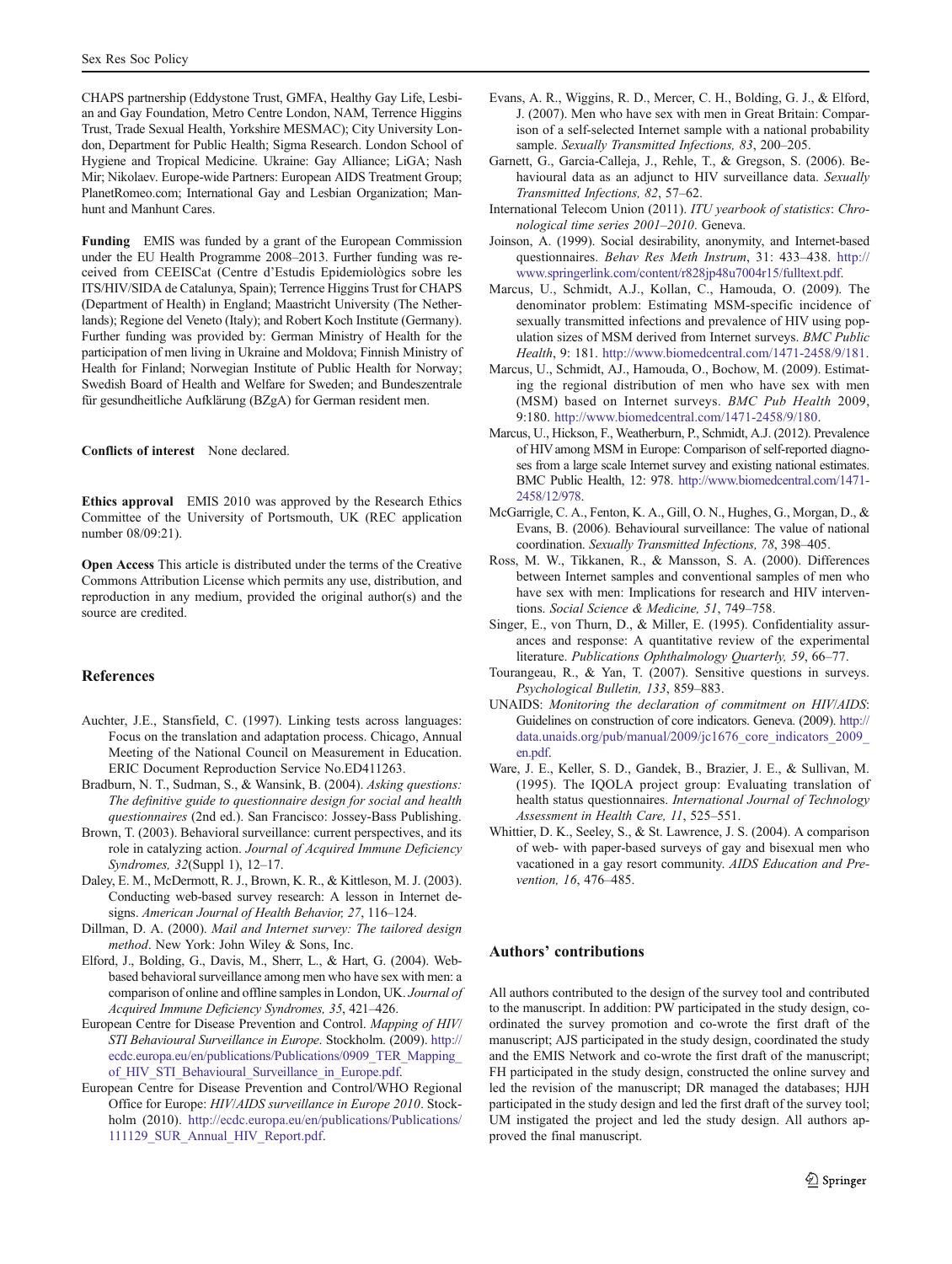CHAPS partnership (Eddystone Trust, GMFA, Healthy Gay Life, Lesbian and Gay Foundation, Metro Centre London, NAM, Terrence Higgins Trust, Trade Sexual Health, Yorkshire MESMAC); City University London, Department for Public Health; Sigma Research. London School of Hygiene and Tropical Medicine. Ukraine: Gay Alliance; LiGA; Nash Mir; Nikolaev. Europe-wide Partners: European AIDS Treatment Group; PlanetRomeo.com; International Gay and Lesbian Organization; Manhunt and Manhunt Cares.

**Funding** EMIS was funded by a grant of the European Commission under the EU Health Programme 2008–2013. Further funding was received from CEEISCat (Centre d'Estudis Epidemiològics sobre les ITS/HIV/SIDA de Catalunya, Spain); Terrence Higgins Trust for CHAPS (Department of Health) in England; Maastricht University (The Netherlands); Regione del Veneto (Italy); and Robert Koch Institute (Germany). Further funding was provided by: German Ministry of Health for the participation of men living in Ukraine and Moldova; Finnish Ministry of Health for Finland; Norwegian Institute of Public Health for Norway; Swedish Board of Health and Welfare for Sweden; and Bundeszentrale für gesundheitliche Aufklärung (BZgA) for German resident men.

**Conflicts of interest** None declared.

**Ethics approval** EMIS 2010 was approved by the Research Ethics Committee of the University of Portsmouth, UK (REC application number 08/09:21).

**Open Access** This article is distributed under the terms of the Creative Commons Attribution License which permits any use, distribution, and reproduction in any medium, provided the original author(s) and the source are credited.

## References

Auchter, J.E., Stansfield, C. (1997). Linking tests across languages: Focus on the translation and adaptation process. Chicago, Annual Meeting of the National Council on Measurement in Education. ERIC Document Reproduction Service No.ED411263.

Bradburn, N. T., Sudman, S., & Wansink, B. (2004). *Asking questions: The definitive guide to questionnaire design for social and health questionnaires* (2nd ed.). San Francisco: Jossey-Bass Publishing.

Brown, T. (2003). Behavioral surveillance: current perspectives, and its role in catalyzing action. *Journal of Acquired Immune Deficiency Syndromes, 32*(Suppl 1), 12–17.

Daley, E. M., McDermott, R. J., Brown, K. R., & Kittleson, M. J. (2003). Conducting web-based survey research: A lesson in Internet designs. *American Journal of Health Behavior, 27*, 116–124.

Dillman, D. A. (2000). *Mail and Internet survey: The tailored design method*. New York: John Wiley & Sons, Inc.

Elford, J., Bolding, G., Davis, M., Sherr, L., & Hart, G. (2004). Web-based behavioral surveillance among men who have sex with men: a comparison of online and offline samples in London, UK. *Journal of Acquired Immune Deficiency Syndromes, 35*, 421–426.

European Centre for Disease Prevention and Control. *Mapping of HIV/STI Behavioural Surveillance in Europe*. Stockholm. (2009). http://ecdc.europa.eu/en/publications/Publications/0909_TER_Mapping_of_HIV_STI_Behavioural_Surveillance_in_Europe.pdf.

European Centre for Disease Prevention and Control/WHO Regional Office for Europe: *HIV/AIDS surveillance in Europe 2010*. Stockholm (2010). http://ecdc.europa.eu/en/publications/Publications/111129_SUR_Annual_HIV_Report.pdf.

Evans, A. R., Wiggins, R. D., Mercer, C. H., Bolding, G. J., & Elford, J. (2007). Men who have sex with men in Great Britain: Comparison of a self-selected Internet sample with a national probability sample. *Sexually Transmitted Infections, 83*, 200–205.

Garnett, G., Garcia-Calleja, J., Rehle, T., & Gregson, S. (2006). Behavioural data as an adjunct to HIV surveillance data. *Sexually Transmitted Infections, 82*, 57–62.

International Telecom Union (2011). *ITU yearbook of statistics*: *Chronological time series 2001–2010*. Geneva.

Joinson, A. (1999). Social desirability, anonymity, and Internet-based questionnaires. *Behav Res Meth Instrum*, 31: 433–438. http://www.springerlink.com/content/r828jp48u7004r15/fulltext.pdf.

Marcus, U., Schmidt, A.J., Kollan, C., Hamouda, O. (2009). The denominator problem: Estimating MSM-specific incidence of sexually transmitted infections and prevalence of HIV using population sizes of MSM derived from Internet surveys. *BMC Public Health*, 9: 181. http://www.biomedcentral.com/1471-2458/9/181.

Marcus, U., Schmidt, AJ., Hamouda, O., Bochow, M. (2009). Estimating the regional distribution of men who have sex with men (MSM) based on Internet surveys. *BMC Pub Health* 2009, 9:180. http://www.biomedcentral.com/1471-2458/9/180.

Marcus, U., Hickson, F., Weatherburn, P., Schmidt, A.J. (2012). Prevalence of HIV among MSM in Europe: Comparison of self-reported diagnoses from a large scale Internet survey and existing national estimates. BMC Public Health, 12: 978. http://www.biomedcentral.com/1471-2458/12/978.

McGarrigle, C. A., Fenton, K. A., Gill, O. N., Hughes, G., Morgan, D., & Evans, B. (2006). Behavioural surveillance: The value of national coordination. *Sexually Transmitted Infections, 78*, 398–405.

Ross, M. W., Tikkanen, R., & Mansson, S. A. (2000). Differences between Internet samples and conventional samples of men who have sex with men: Implications for research and HIV interventions. *Social Science & Medicine, 51*, 749–758.

Singer, E., von Thurn, D., & Miller, E. (1995). Confidentiality assurances and response: A quantitative review of the experimental literature. *Publications Ophthalmology Quarterly, 59*, 66–77.

Tourangeau, R., & Yan, T. (2007). Sensitive questions in surveys. *Psychological Bulletin, 133*, 859–883.

UNAIDS: *Monitoring the declaration of commitment on HIV/AIDS*: Guidelines on construction of core indicators. Geneva. (2009). http://data.unaids.org/pub/manual/2009/jc1676_core_indicators_2009_en.pdf.

Ware, J. E., Keller, S. D., Gandek, B., Brazier, J. E., & Sullivan, M. (1995). The IQOLA project group: Evaluating translation of health status questionnaires. *International Journal of Technology Assessment in Health Care, 11*, 525–551.

Whittier, D. K., Seeley, S., & St. Lawrence, J. S. (2004). A comparison of web- with paper-based surveys of gay and bisexual men who vacationed in a gay resort community. *AIDS Education and Prevention, 16*, 476–485.

## Authors' contributions

All authors contributed to the design of the survey tool and contributed to the manuscript. In addition: PW participated in the study design, coordinated the survey promotion and co-wrote the first draft of the manuscript; AJS participated in the study design, coordinated the study and the EMIS Network and co-wrote the first draft of the manuscript; FH participated in the study design, constructed the online survey and led the revision of the manuscript; DR managed the databases; HJH participated in the study design and led the first draft of the survey tool; UM instigated the project and led the study design. All authors approved the final manuscript.